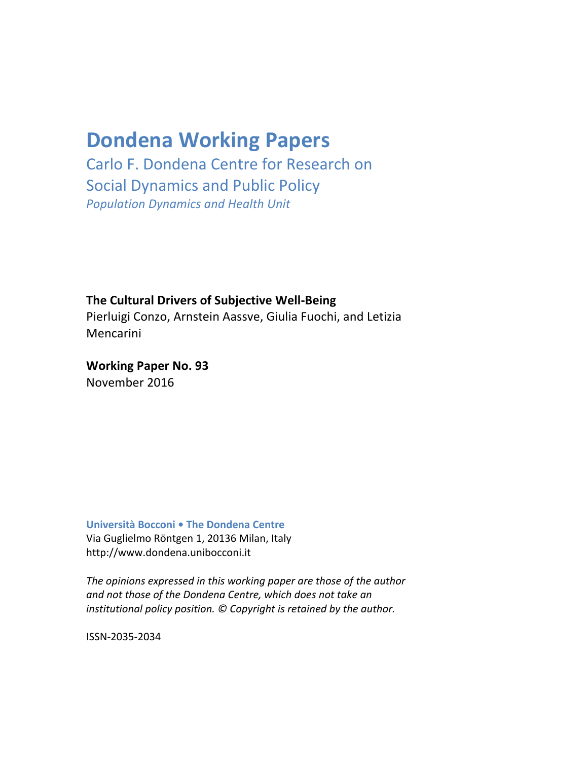# Dondena Working Papers

## Carlo F. Dondena Centre for Research on Social Dynamics and Public Policy

*Population Dynamics and Health Unit*

**The Cultural Drivers of Subjective Well-Being**

Pierluigi Conzo, Arnstein Aassve, Giulia Fuochi, and Letizia Mencarini

**Working Paper No. 93**

November 2016

**Università Bocconi • The Dondena Centre**

Via Guglielmo Röntgen 1, 20136 Milan, Italy

http://www.dondena.unibocconi.it

*The opinions expressed in this working paper are those of the author and not those of the Dondena Centre, which does not take an institutional policy position. © Copyright is retained by the author.*

ISSN-2035-2034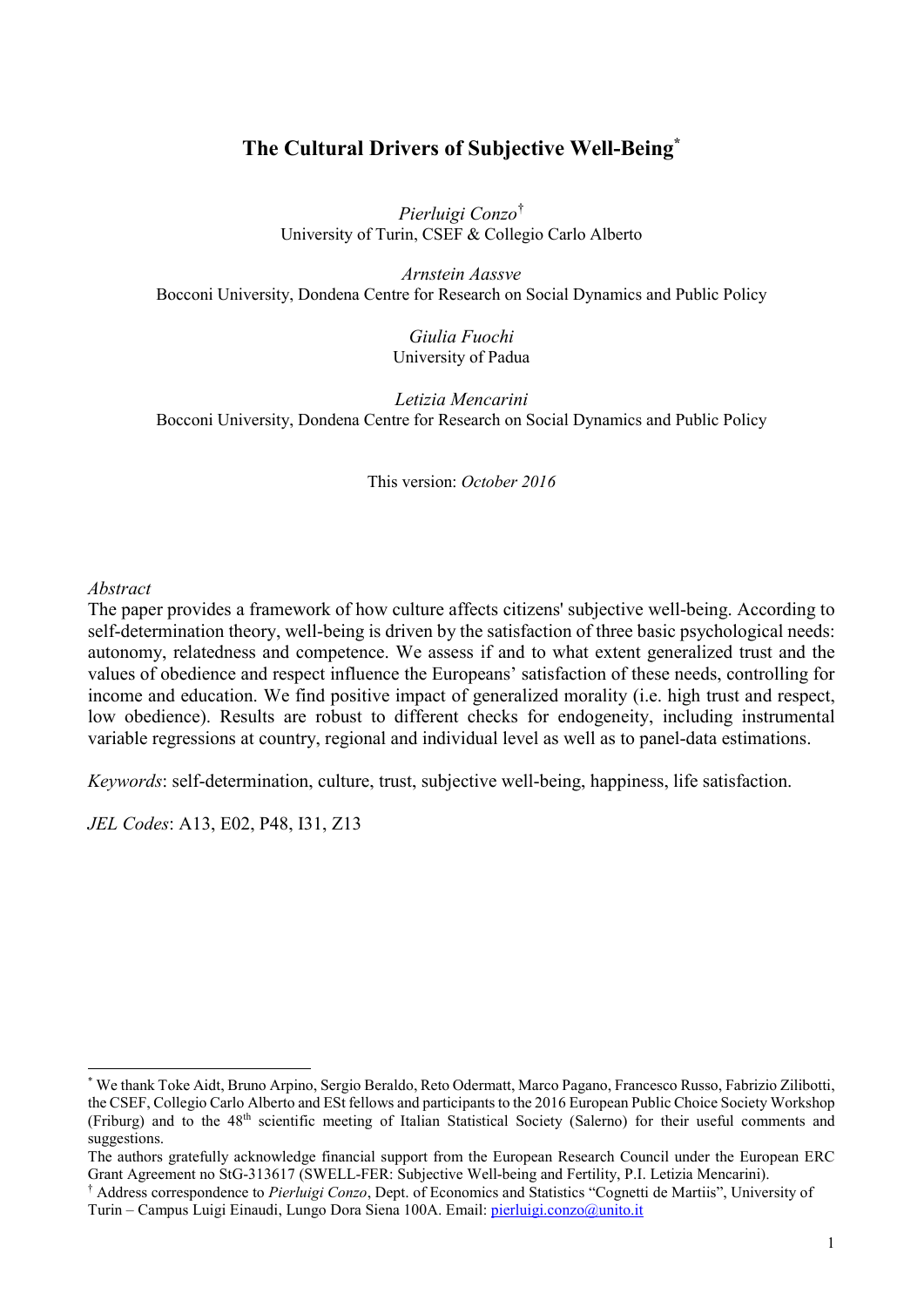# The Cultural Drivers of Subjective Well-Being[*]

*Pierluigi Conzo*[†]
University of Turin, CSEF & Collegio Carlo Alberto

*Arnstein Aassve*
Bocconi University, Dondena Centre for Research on Social Dynamics and Public Policy

*Giulia Fuochi*
University of Padua

*Letizia Mencarini*
Bocconi University, Dondena Centre for Research on Social Dynamics and Public Policy

This version: *October 2016*

*Abstract*

The paper provides a framework of how culture affects citizens' subjective well-being. According to self-determination theory, well-being is driven by the satisfaction of three basic psychological needs: autonomy, relatedness and competence. We assess if and to what extent generalized trust and the values of obedience and respect influence the Europeans' satisfaction of these needs, controlling for income and education. We find positive impact of generalized morality (i.e. high trust and respect, low obedience). Results are robust to different checks for endogeneity, including instrumental variable regressions at country, regional and individual level as well as to panel-data estimations.

*Keywords*: self-determination, culture, trust, subjective well-being, happiness, life satisfaction.

*JEL Codes*: A13, E02, P48, I31, Z13

---

[*] We thank Toke Aidt, Bruno Arpino, Sergio Beraldo, Reto Odermatt, Marco Pagano, Francesco Russo, Fabrizio Zilibotti, the CSEF, Collegio Carlo Alberto and ESt fellows and participants to the 2016 European Public Choice Society Workshop (Friburg) and to the 48th scientific meeting of Italian Statistical Society (Salerno) for their useful comments and suggestions.

The authors gratefully acknowledge financial support from the European Research Council under the European ERC Grant Agreement no StG-313617 (SWELL-FER: Subjective Well-being and Fertility, P.I. Letizia Mencarini).

[†] Address correspondence to *Pierluigi Conzo*, Dept. of Economics and Statistics "Cognetti de Martiis", University of Turin – Campus Luigi Einaudi, Lungo Dora Siena 100A. Email: pierluigi.conzo@unito.it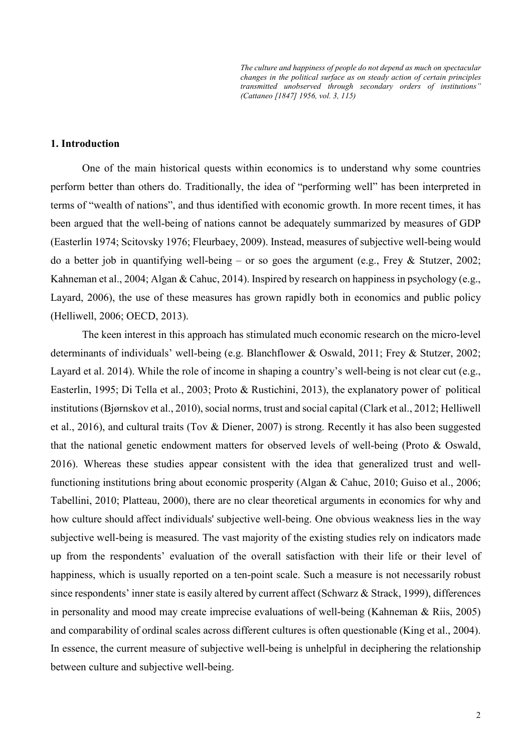*The culture and happiness of people do not depend as much on spectacular changes in the political surface as on steady action of certain principles transmitted unobserved through secondary orders of institutions" (Cattaneo [1847] 1956, vol. 3, 115)*

## 1. Introduction

One of the main historical quests within economics is to understand why some countries perform better than others do. Traditionally, the idea of "performing well" has been interpreted in terms of "wealth of nations", and thus identified with economic growth. In more recent times, it has been argued that the well-being of nations cannot be adequately summarized by measures of GDP (Easterlin 1974; Scitovsky 1976; Fleurbaey, 2009). Instead, measures of subjective well-being would do a better job in quantifying well-being – or so goes the argument (e.g., Frey & Stutzer, 2002; Kahneman et al., 2004; Algan & Cahuc, 2014). Inspired by research on happiness in psychology (e.g., Layard, 2006), the use of these measures has grown rapidly both in economics and public policy (Helliwell, 2006; OECD, 2013).

The keen interest in this approach has stimulated much economic research on the micro-level determinants of individuals' well-being (e.g. Blanchflower & Oswald, 2011; Frey & Stutzer, 2002; Layard et al. 2014). While the role of income in shaping a country's well-being is not clear cut (e.g., Easterlin, 1995; Di Tella et al., 2003; Proto & Rustichini, 2013), the explanatory power of political institutions (Bjørnskov et al., 2010), social norms, trust and social capital (Clark et al., 2012; Helliwell et al., 2016), and cultural traits (Tov & Diener, 2007) is strong. Recently it has also been suggested that the national genetic endowment matters for observed levels of well-being (Proto & Oswald, 2016). Whereas these studies appear consistent with the idea that generalized trust and well-functioning institutions bring about economic prosperity (Algan & Cahuc, 2010; Guiso et al., 2006; Tabellini, 2010; Platteau, 2000), there are no clear theoretical arguments in economics for why and how culture should affect individuals' subjective well-being. One obvious weakness lies in the way subjective well-being is measured. The vast majority of the existing studies rely on indicators made up from the respondents' evaluation of the overall satisfaction with their life or their level of happiness, which is usually reported on a ten-point scale. Such a measure is not necessarily robust since respondents' inner state is easily altered by current affect (Schwarz & Strack, 1999), differences in personality and mood may create imprecise evaluations of well-being (Kahneman & Riis, 2005) and comparability of ordinal scales across different cultures is often questionable (King et al., 2004). In essence, the current measure of subjective well-being is unhelpful in deciphering the relationship between culture and subjective well-being.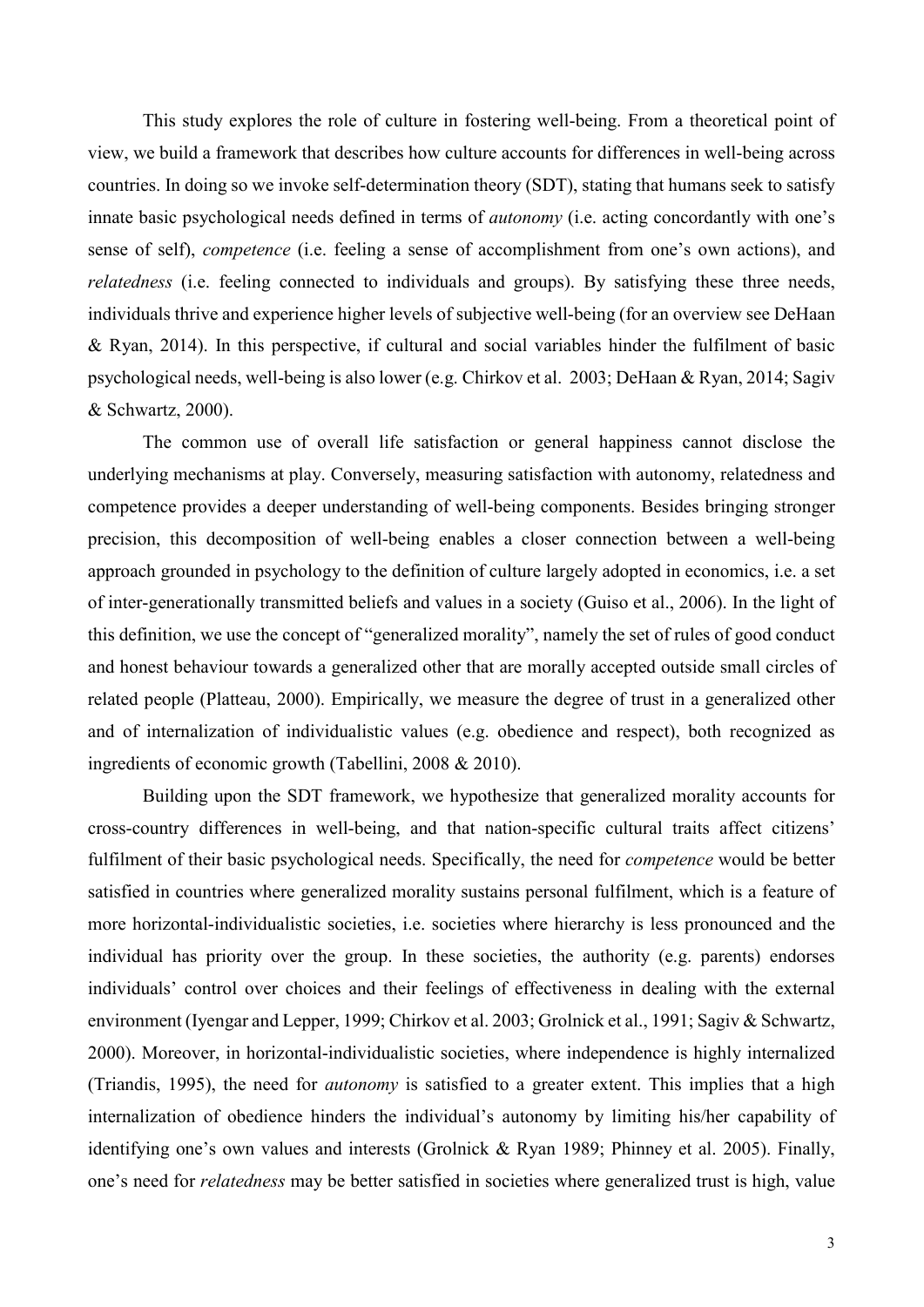This study explores the role of culture in fostering well-being. From a theoretical point of view, we build a framework that describes how culture accounts for differences in well-being across countries. In doing so we invoke self-determination theory (SDT), stating that humans seek to satisfy innate basic psychological needs defined in terms of *autonomy* (i.e. acting concordantly with one's sense of self), *competence* (i.e. feeling a sense of accomplishment from one's own actions), and *relatedness* (i.e. feeling connected to individuals and groups). By satisfying these three needs, individuals thrive and experience higher levels of subjective well-being (for an overview see DeHaan & Ryan, 2014). In this perspective, if cultural and social variables hinder the fulfilment of basic psychological needs, well-being is also lower (e.g. Chirkov et al. 2003; DeHaan & Ryan, 2014; Sagiv & Schwartz, 2000).

The common use of overall life satisfaction or general happiness cannot disclose the underlying mechanisms at play. Conversely, measuring satisfaction with autonomy, relatedness and competence provides a deeper understanding of well-being components. Besides bringing stronger precision, this decomposition of well-being enables a closer connection between a well-being approach grounded in psychology to the definition of culture largely adopted in economics, i.e. a set of inter-generationally transmitted beliefs and values in a society (Guiso et al., 2006). In the light of this definition, we use the concept of "generalized morality", namely the set of rules of good conduct and honest behaviour towards a generalized other that are morally accepted outside small circles of related people (Platteau, 2000). Empirically, we measure the degree of trust in a generalized other and of internalization of individualistic values (e.g. obedience and respect), both recognized as ingredients of economic growth (Tabellini, 2008 & 2010).

Building upon the SDT framework, we hypothesize that generalized morality accounts for cross-country differences in well-being, and that nation-specific cultural traits affect citizens' fulfilment of their basic psychological needs. Specifically, the need for *competence* would be better satisfied in countries where generalized morality sustains personal fulfilment, which is a feature of more horizontal-individualistic societies, i.e. societies where hierarchy is less pronounced and the individual has priority over the group. In these societies, the authority (e.g. parents) endorses individuals' control over choices and their feelings of effectiveness in dealing with the external environment (Iyengar and Lepper, 1999; Chirkov et al. 2003; Grolnick et al., 1991; Sagiv & Schwartz, 2000). Moreover, in horizontal-individualistic societies, where independence is highly internalized (Triandis, 1995), the need for *autonomy* is satisfied to a greater extent. This implies that a high internalization of obedience hinders the individual's autonomy by limiting his/her capability of identifying one's own values and interests (Grolnick & Ryan 1989; Phinney et al. 2005). Finally, one's need for *relatedness* may be better satisfied in societies where generalized trust is high, value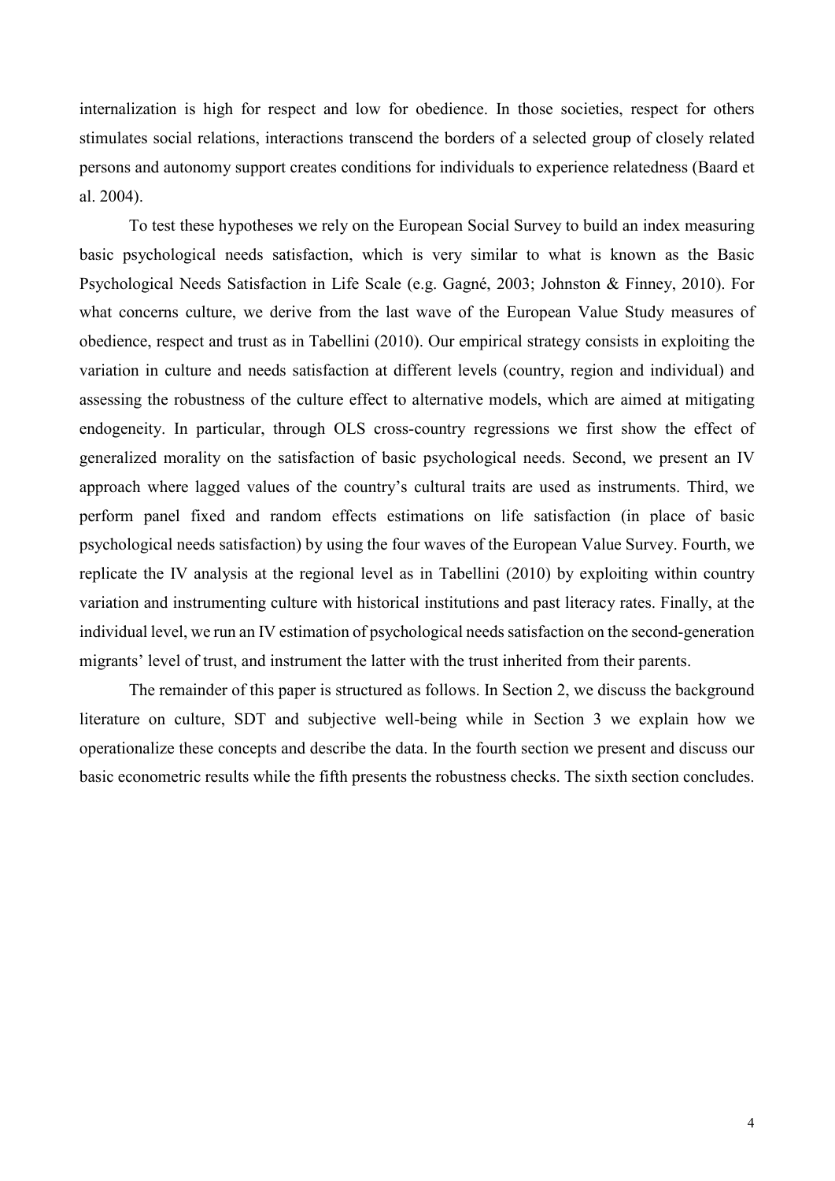internalization is high for respect and low for obedience. In those societies, respect for others stimulates social relations, interactions transcend the borders of a selected group of closely related persons and autonomy support creates conditions for individuals to experience relatedness (Baard et al. 2004).

To test these hypotheses we rely on the European Social Survey to build an index measuring basic psychological needs satisfaction, which is very similar to what is known as the Basic Psychological Needs Satisfaction in Life Scale (e.g. Gagné, 2003; Johnston & Finney, 2010). For what concerns culture, we derive from the last wave of the European Value Study measures of obedience, respect and trust as in Tabellini (2010). Our empirical strategy consists in exploiting the variation in culture and needs satisfaction at different levels (country, region and individual) and assessing the robustness of the culture effect to alternative models, which are aimed at mitigating endogeneity. In particular, through OLS cross-country regressions we first show the effect of generalized morality on the satisfaction of basic psychological needs. Second, we present an IV approach where lagged values of the country's cultural traits are used as instruments. Third, we perform panel fixed and random effects estimations on life satisfaction (in place of basic psychological needs satisfaction) by using the four waves of the European Value Survey. Fourth, we replicate the IV analysis at the regional level as in Tabellini (2010) by exploiting within country variation and instrumenting culture with historical institutions and past literacy rates. Finally, at the individual level, we run an IV estimation of psychological needs satisfaction on the second-generation migrants' level of trust, and instrument the latter with the trust inherited from their parents.

The remainder of this paper is structured as follows. In Section 2, we discuss the background literature on culture, SDT and subjective well-being while in Section 3 we explain how we operationalize these concepts and describe the data. In the fourth section we present and discuss our basic econometric results while the fifth presents the robustness checks. The sixth section concludes.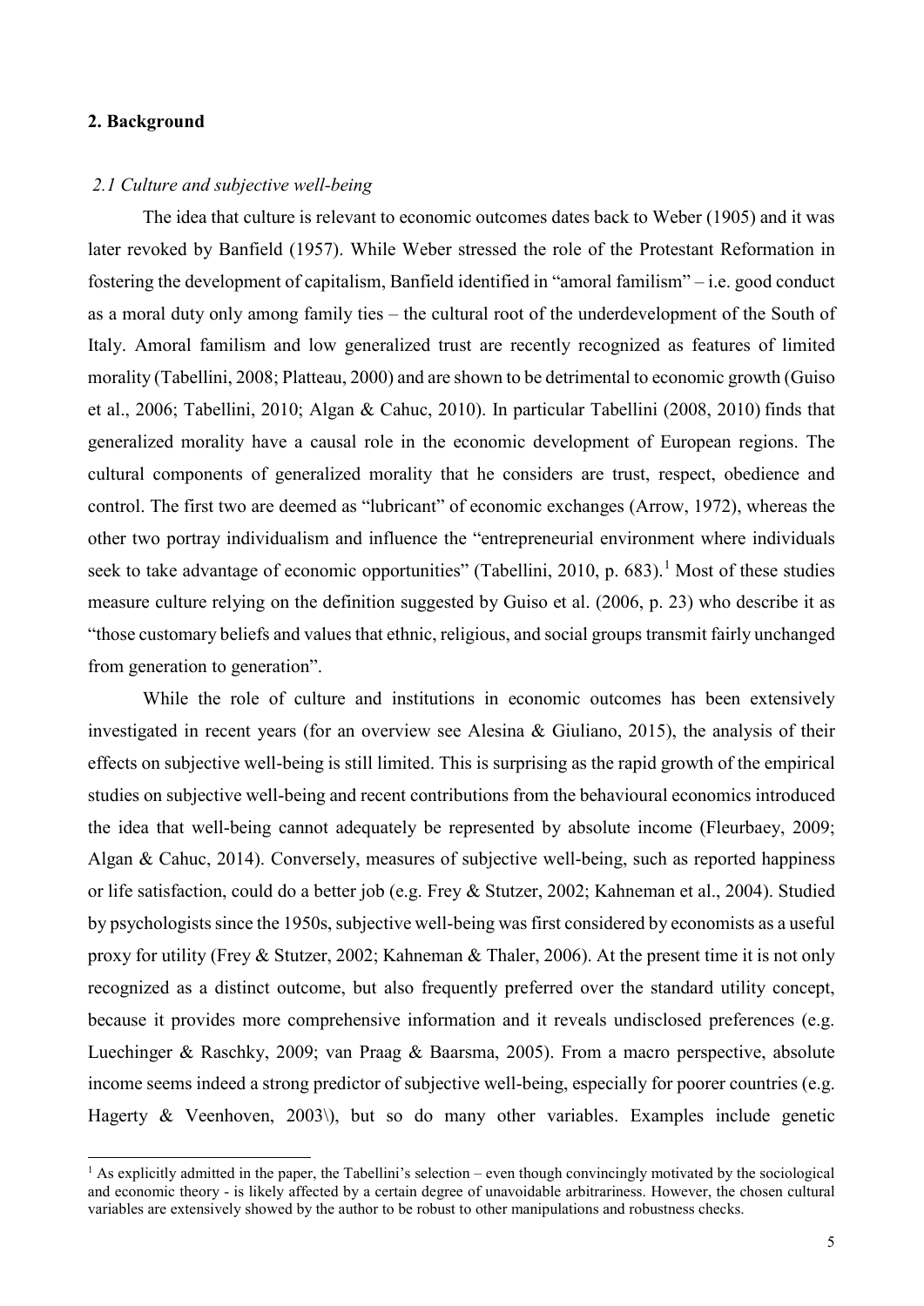## 2. Background

### *2.1 Culture and subjective well-being*

The idea that culture is relevant to economic outcomes dates back to Weber (1905) and it was later revoked by Banfield (1957). While Weber stressed the role of the Protestant Reformation in fostering the development of capitalism, Banfield identified in "amoral familism" – i.e. good conduct as a moral duty only among family ties – the cultural root of the underdevelopment of the South of Italy. Amoral familism and low generalized trust are recently recognized as features of limited morality (Tabellini, 2008; Platteau, 2000) and are shown to be detrimental to economic growth (Guiso et al., 2006; Tabellini, 2010; Algan & Cahuc, 2010). In particular Tabellini (2008, 2010) finds that generalized morality have a causal role in the economic development of European regions. The cultural components of generalized morality that he considers are trust, respect, obedience and control. The first two are deemed as "lubricant" of economic exchanges (Arrow, 1972), whereas the other two portray individualism and influence the "entrepreneurial environment where individuals seek to take advantage of economic opportunities" (Tabellini, 2010, p. 683).[1] Most of these studies measure culture relying on the definition suggested by Guiso et al. (2006, p. 23) who describe it as "those customary beliefs and values that ethnic, religious, and social groups transmit fairly unchanged from generation to generation".

While the role of culture and institutions in economic outcomes has been extensively investigated in recent years (for an overview see Alesina & Giuliano, 2015), the analysis of their effects on subjective well-being is still limited. This is surprising as the rapid growth of the empirical studies on subjective well-being and recent contributions from the behavioural economics introduced the idea that well-being cannot adequately be represented by absolute income (Fleurbaey, 2009; Algan & Cahuc, 2014). Conversely, measures of subjective well-being, such as reported happiness or life satisfaction, could do a better job (e.g. Frey & Stutzer, 2002; Kahneman et al., 2004). Studied by psychologists since the 1950s, subjective well-being was first considered by economists as a useful proxy for utility (Frey & Stutzer, 2002; Kahneman & Thaler, 2006). At the present time it is not only recognized as a distinct outcome, but also frequently preferred over the standard utility concept, because it provides more comprehensive information and it reveals undisclosed preferences (e.g. Luechinger & Raschky, 2009; van Praag & Baarsma, 2005). From a macro perspective, absolute income seems indeed a strong predictor of subjective well-being, especially for poorer countries (e.g. Hagerty & Veenhoven, 2003\), but so do many other variables. Examples include genetic

[1] As explicitly admitted in the paper, the Tabellini's selection – even though convincingly motivated by the sociological and economic theory - is likely affected by a certain degree of unavoidable arbitrariness. However, the chosen cultural variables are extensively showed by the author to be robust to other manipulations and robustness checks.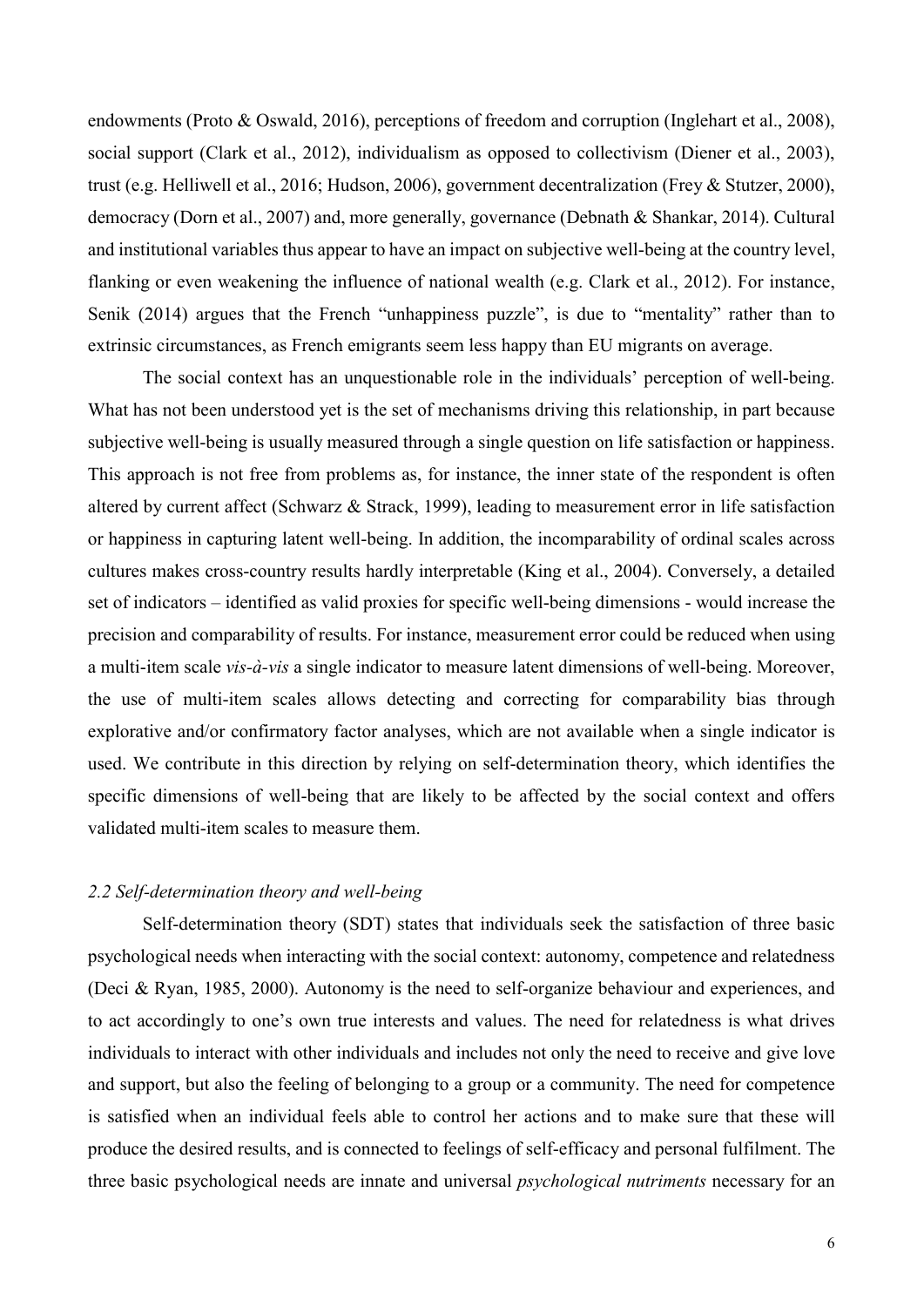endowments (Proto & Oswald, 2016), perceptions of freedom and corruption (Inglehart et al., 2008), social support (Clark et al., 2012), individualism as opposed to collectivism (Diener et al., 2003), trust (e.g. Helliwell et al., 2016; Hudson, 2006), government decentralization (Frey & Stutzer, 2000), democracy (Dorn et al., 2007) and, more generally, governance (Debnath & Shankar, 2014). Cultural and institutional variables thus appear to have an impact on subjective well-being at the country level, flanking or even weakening the influence of national wealth (e.g. Clark et al., 2012). For instance, Senik (2014) argues that the French "unhappiness puzzle", is due to "mentality" rather than to extrinsic circumstances, as French emigrants seem less happy than EU migrants on average.

The social context has an unquestionable role in the individuals' perception of well-being. What has not been understood yet is the set of mechanisms driving this relationship, in part because subjective well-being is usually measured through a single question on life satisfaction or happiness. This approach is not free from problems as, for instance, the inner state of the respondent is often altered by current affect (Schwarz & Strack, 1999), leading to measurement error in life satisfaction or happiness in capturing latent well-being. In addition, the incomparability of ordinal scales across cultures makes cross-country results hardly interpretable (King et al., 2004). Conversely, a detailed set of indicators – identified as valid proxies for specific well-being dimensions - would increase the precision and comparability of results. For instance, measurement error could be reduced when using a multi-item scale *vis-à-vis* a single indicator to measure latent dimensions of well-being. Moreover, the use of multi-item scales allows detecting and correcting for comparability bias through explorative and/or confirmatory factor analyses, which are not available when a single indicator is used. We contribute in this direction by relying on self-determination theory, which identifies the specific dimensions of well-being that are likely to be affected by the social context and offers validated multi-item scales to measure them.

### *2.2 Self-determination theory and well-being*

Self-determination theory (SDT) states that individuals seek the satisfaction of three basic psychological needs when interacting with the social context: autonomy, competence and relatedness (Deci & Ryan, 1985, 2000). Autonomy is the need to self-organize behaviour and experiences, and to act accordingly to one's own true interests and values. The need for relatedness is what drives individuals to interact with other individuals and includes not only the need to receive and give love and support, but also the feeling of belonging to a group or a community. The need for competence is satisfied when an individual feels able to control her actions and to make sure that these will produce the desired results, and is connected to feelings of self-efficacy and personal fulfilment. The three basic psychological needs are innate and universal *psychological nutriments* necessary for an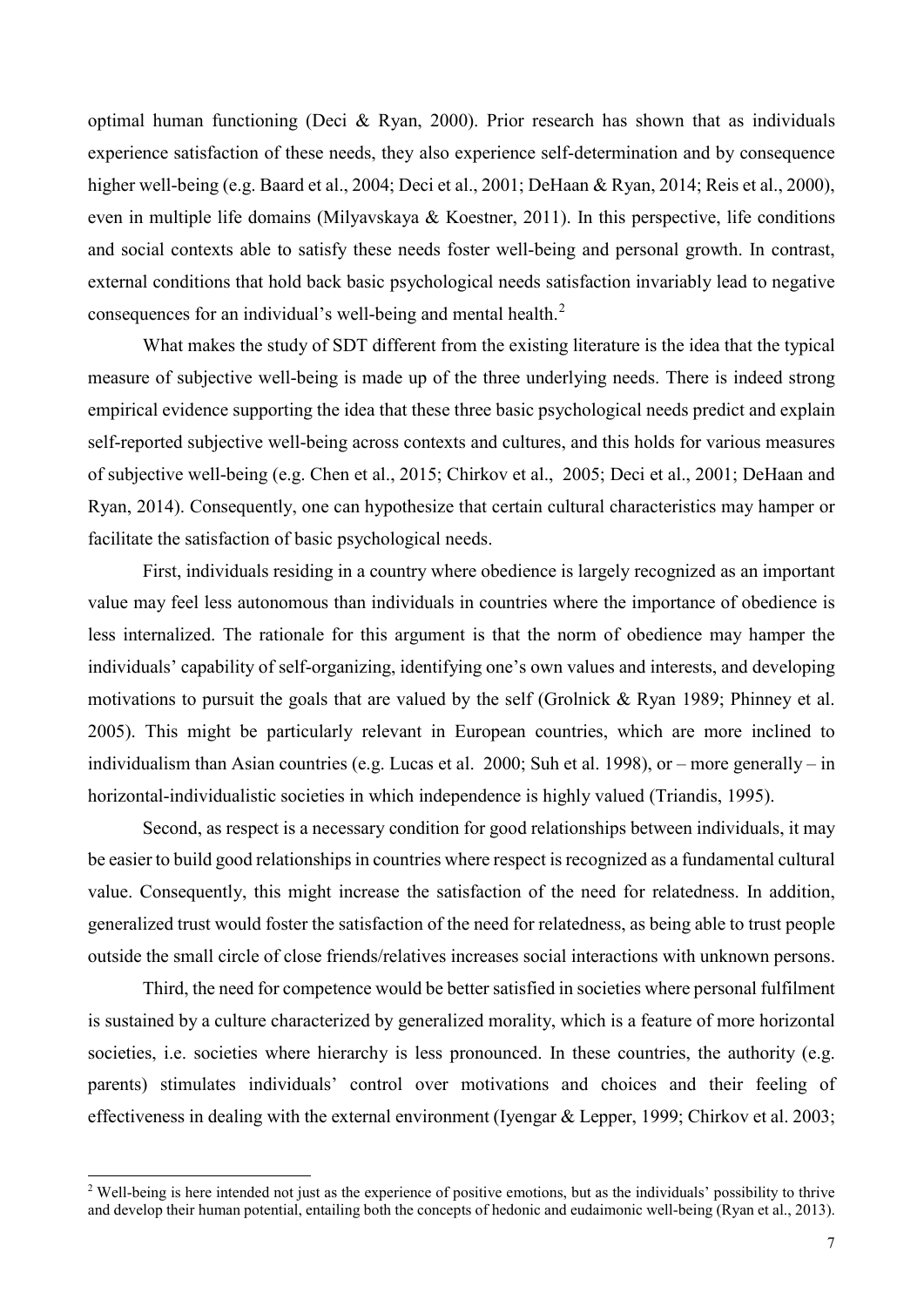optimal human functioning (Deci & Ryan, 2000). Prior research has shown that as individuals experience satisfaction of these needs, they also experience self-determination and by consequence higher well-being (e.g. Baard et al., 2004; Deci et al., 2001; DeHaan & Ryan, 2014; Reis et al., 2000), even in multiple life domains (Milyavskaya & Koestner, 2011). In this perspective, life conditions and social contexts able to satisfy these needs foster well-being and personal growth. In contrast, external conditions that hold back basic psychological needs satisfaction invariably lead to negative consequences for an individual's well-being and mental health.[2]

What makes the study of SDT different from the existing literature is the idea that the typical measure of subjective well-being is made up of the three underlying needs. There is indeed strong empirical evidence supporting the idea that these three basic psychological needs predict and explain self-reported subjective well-being across contexts and cultures, and this holds for various measures of subjective well-being (e.g. Chen et al., 2015; Chirkov et al., 2005; Deci et al., 2001; DeHaan and Ryan, 2014). Consequently, one can hypothesize that certain cultural characteristics may hamper or facilitate the satisfaction of basic psychological needs.

First, individuals residing in a country where obedience is largely recognized as an important value may feel less autonomous than individuals in countries where the importance of obedience is less internalized. The rationale for this argument is that the norm of obedience may hamper the individuals' capability of self-organizing, identifying one's own values and interests, and developing motivations to pursuit the goals that are valued by the self (Grolnick & Ryan 1989; Phinney et al. 2005). This might be particularly relevant in European countries, which are more inclined to individualism than Asian countries (e.g. Lucas et al. 2000; Suh et al. 1998), or – more generally – in horizontal-individualistic societies in which independence is highly valued (Triandis, 1995).

Second, as respect is a necessary condition for good relationships between individuals, it may be easier to build good relationships in countries where respect is recognized as a fundamental cultural value. Consequently, this might increase the satisfaction of the need for relatedness. In addition, generalized trust would foster the satisfaction of the need for relatedness, as being able to trust people outside the small circle of close friends/relatives increases social interactions with unknown persons.

Third, the need for competence would be better satisfied in societies where personal fulfilment is sustained by a culture characterized by generalized morality, which is a feature of more horizontal societies, i.e. societies where hierarchy is less pronounced. In these countries, the authority (e.g. parents) stimulates individuals' control over motivations and choices and their feeling of effectiveness in dealing with the external environment (Iyengar & Lepper, 1999; Chirkov et al. 2003;

[2] Well-being is here intended not just as the experience of positive emotions, but as the individuals' possibility to thrive and develop their human potential, entailing both the concepts of hedonic and eudaimonic well-being (Ryan et al., 2013).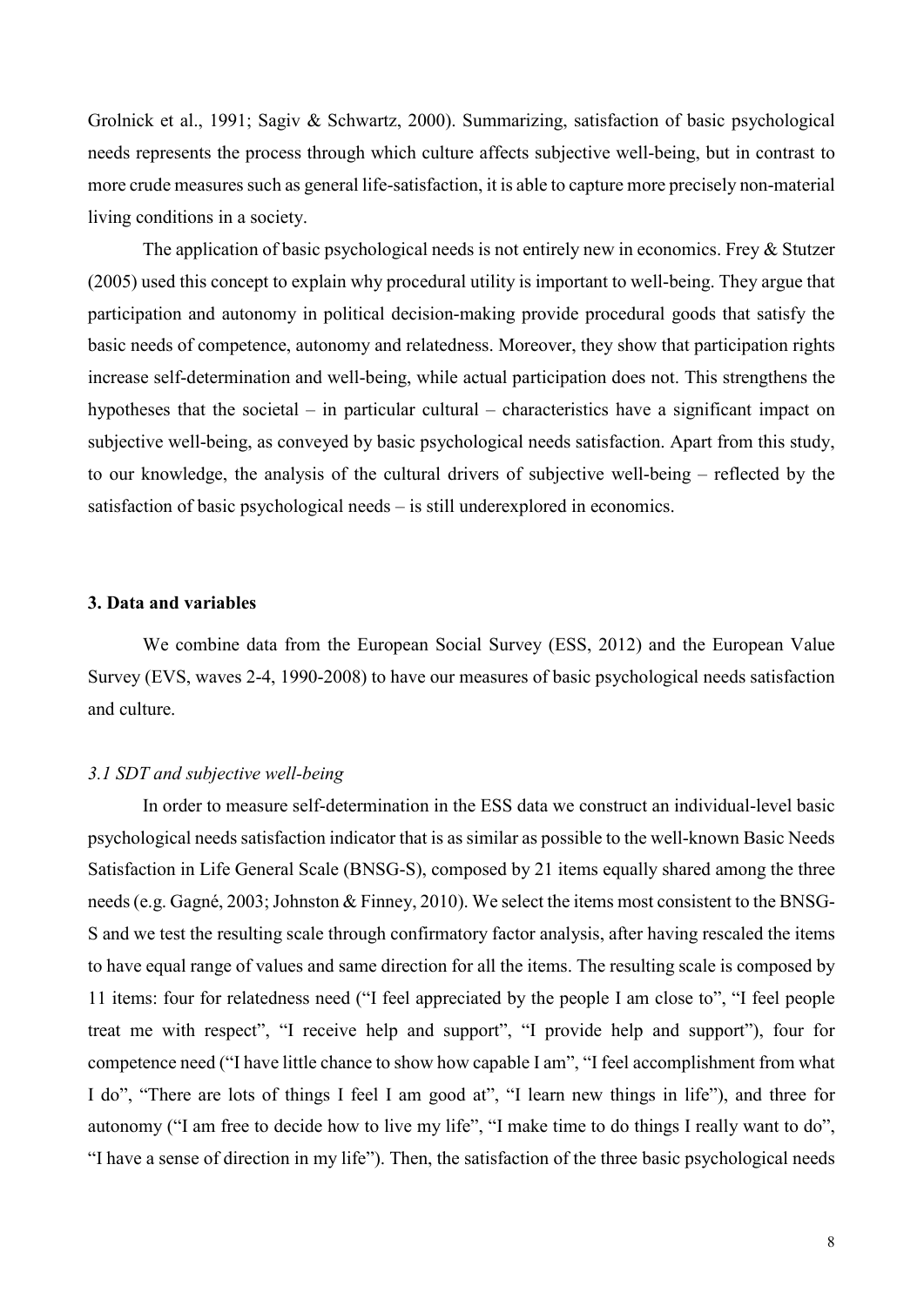Grolnick et al., 1991; Sagiv & Schwartz, 2000). Summarizing, satisfaction of basic psychological needs represents the process through which culture affects subjective well-being, but in contrast to more crude measures such as general life-satisfaction, it is able to capture more precisely non-material living conditions in a society.

The application of basic psychological needs is not entirely new in economics. Frey & Stutzer (2005) used this concept to explain why procedural utility is important to well-being. They argue that participation and autonomy in political decision-making provide procedural goods that satisfy the basic needs of competence, autonomy and relatedness. Moreover, they show that participation rights increase self-determination and well-being, while actual participation does not. This strengthens the hypotheses that the societal – in particular cultural – characteristics have a significant impact on subjective well-being, as conveyed by basic psychological needs satisfaction. Apart from this study, to our knowledge, the analysis of the cultural drivers of subjective well-being – reflected by the satisfaction of basic psychological needs – is still underexplored in economics.

## 3. Data and variables

We combine data from the European Social Survey (ESS, 2012) and the European Value Survey (EVS, waves 2-4, 1990-2008) to have our measures of basic psychological needs satisfaction and culture.

### *3.1 SDT and subjective well-being*

In order to measure self-determination in the ESS data we construct an individual-level basic psychological needs satisfaction indicator that is as similar as possible to the well-known Basic Needs Satisfaction in Life General Scale (BNSG-S), composed by 21 items equally shared among the three needs (e.g. Gagné, 2003; Johnston & Finney, 2010). We select the items most consistent to the BNSG-S and we test the resulting scale through confirmatory factor analysis, after having rescaled the items to have equal range of values and same direction for all the items. The resulting scale is composed by 11 items: four for relatedness need ("I feel appreciated by the people I am close to", "I feel people treat me with respect", "I receive help and support", "I provide help and support"), four for competence need ("I have little chance to show how capable I am", "I feel accomplishment from what I do", "There are lots of things I feel I am good at", "I learn new things in life"), and three for autonomy ("I am free to decide how to live my life", "I make time to do things I really want to do", "I have a sense of direction in my life"). Then, the satisfaction of the three basic psychological needs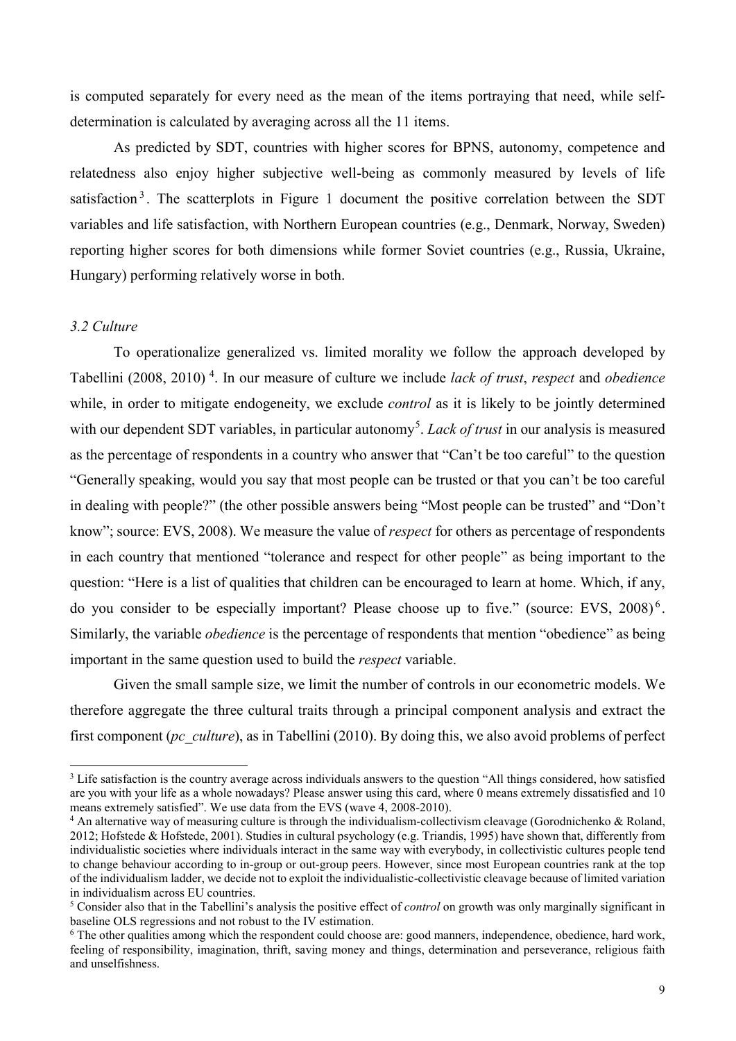is computed separately for every need as the mean of the items portraying that need, while self-determination is calculated by averaging across all the 11 items.

As predicted by SDT, countries with higher scores for BPNS, autonomy, competence and relatedness also enjoy higher subjective well-being as commonly measured by levels of life satisfaction[3]. The scatterplots in Figure 1 document the positive correlation between the SDT variables and life satisfaction, with Northern European countries (e.g., Denmark, Norway, Sweden) reporting higher scores for both dimensions while former Soviet countries (e.g., Russia, Ukraine, Hungary) performing relatively worse in both.

### *3.2 Culture*

To operationalize generalized vs. limited morality we follow the approach developed by Tabellini (2008, 2010)[4]. In our measure of culture we include *lack of trust*, *respect* and *obedience* while, in order to mitigate endogeneity, we exclude *control* as it is likely to be jointly determined with our dependent SDT variables, in particular autonomy[5]. *Lack of trust* in our analysis is measured as the percentage of respondents in a country who answer that "Can't be too careful" to the question "Generally speaking, would you say that most people can be trusted or that you can't be too careful in dealing with people?" (the other possible answers being "Most people can be trusted" and "Don't know"; source: EVS, 2008). We measure the value of *respect* for others as percentage of respondents in each country that mentioned "tolerance and respect for other people" as being important to the question: "Here is a list of qualities that children can be encouraged to learn at home. Which, if any, do you consider to be especially important? Please choose up to five." (source: EVS, 2008)[6]. Similarly, the variable *obedience* is the percentage of respondents that mention "obedience" as being important in the same question used to build the *respect* variable.

Given the small sample size, we limit the number of controls in our econometric models. We therefore aggregate the three cultural traits through a principal component analysis and extract the first component (*pc_culture*), as in Tabellini (2010). By doing this, we also avoid problems of perfect

---

[3] Life satisfaction is the country average across individuals answers to the question "All things considered, how satisfied are you with your life as a whole nowadays? Please answer using this card, where 0 means extremely dissatisfied and 10 means extremely satisfied". We use data from the EVS (wave 4, 2008-2010).

[4] An alternative way of measuring culture is through the individualism-collectivism cleavage (Gorodnichenko & Roland, 2012; Hofstede & Hofstede, 2001). Studies in cultural psychology (e.g. Triandis, 1995) have shown that, differently from individualistic societies where individuals interact in the same way with everybody, in collectivistic cultures people tend to change behaviour according to in-group or out-group peers. However, since most European countries rank at the top of the individualism ladder, we decide not to exploit the individualistic-collectivistic cleavage because of limited variation in individualism across EU countries.

[5] Consider also that in the Tabellini's analysis the positive effect of *control* on growth was only marginally significant in baseline OLS regressions and not robust to the IV estimation.

[6] The other qualities among which the respondent could choose are: good manners, independence, obedience, hard work, feeling of responsibility, imagination, thrift, saving money and things, determination and perseverance, religious faith and unselfishness.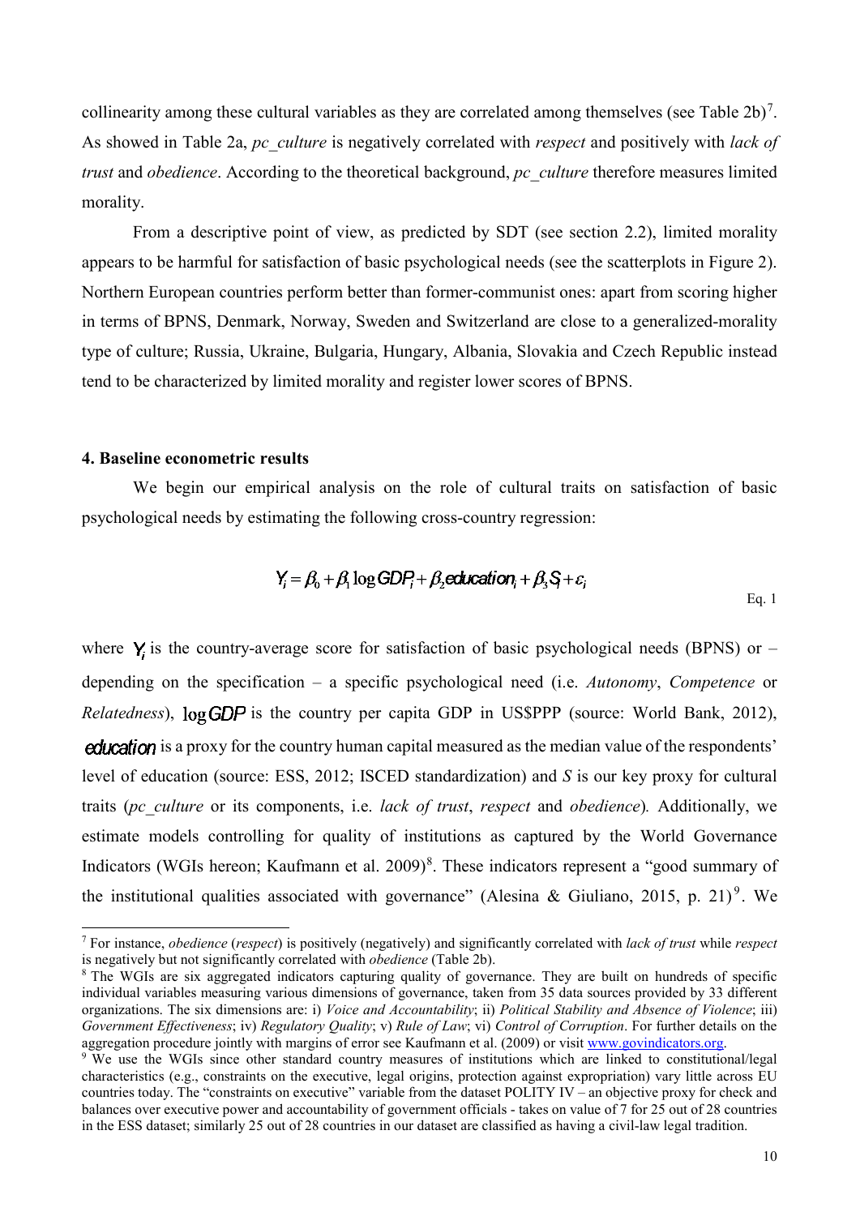collinearity among these cultural variables as they are correlated among themselves (see Table 2b)[7]. As showed in Table 2a, *pc_culture* is negatively correlated with *respect* and positively with *lack of trust* and *obedience*. According to the theoretical background, *pc_culture* therefore measures limited morality.

From a descriptive point of view, as predicted by SDT (see section 2.2), limited morality appears to be harmful for satisfaction of basic psychological needs (see the scatterplots in Figure 2). Northern European countries perform better than former-communist ones: apart from scoring higher in terms of BPNS, Denmark, Norway, Sweden and Switzerland are close to a generalized-morality type of culture; Russia, Ukraine, Bulgaria, Hungary, Albania, Slovakia and Czech Republic instead tend to be characterized by limited morality and register lower scores of BPNS.

## 4. Baseline econometric results

We begin our empirical analysis on the role of cultural traits on satisfaction of basic psychological needs by estimating the following cross-country regression:

$$Y_i = \beta_0 + \beta_1 \log GDP_i + \beta_2 education_i + \beta_3 S_i + \varepsilon_i \quad \text{Eq. 1}$$

where $Y_i$ is the country-average score for satisfaction of basic psychological needs (BPNS) or – depending on the specification – a specific psychological need (i.e. *Autonomy*, *Competence* or *Relatedness*), $\log GDP$ is the country per capita GDP in US$PPP (source: World Bank, 2012), $education$ is a proxy for the country human capital measured as the median value of the respondents' level of education (source: ESS, 2012; ISCED standardization) and *S* is our key proxy for cultural traits (*pc_culture* or its components, i.e. *lack of trust*, *respect* and *obedience*)*.* Additionally, we estimate models controlling for quality of institutions as captured by the World Governance Indicators (WGIs hereon; Kaufmann et al. 2009)[8]. These indicators represent a "good summary of the institutional qualities associated with governance" (Alesina & Giuliano, 2015, p. 21)[9]. We

---

[7] For instance, *obedience* (*respect*) is positively (negatively) and significantly correlated with *lack of trust* while *respect* is negatively but not significantly correlated with *obedience* (Table 2b).

[8] The WGIs are six aggregated indicators capturing quality of governance. They are built on hundreds of specific individual variables measuring various dimensions of governance, taken from 35 data sources provided by 33 different organizations. The six dimensions are: i) *Voice and Accountability*; ii) *Political Stability and Absence of Violence*; iii) *Government Effectiveness*; iv) *Regulatory Quality*; v) *Rule of Law*; vi) *Control of Corruption*. For further details on the aggregation procedure jointly with margins of error see Kaufmann et al. (2009) or visit www.govindicators.org.

[9] We use the WGIs since other standard country measures of institutions which are linked to constitutional/legal characteristics (e.g., constraints on the executive, legal origins, protection against expropriation) vary little across EU countries today. The "constraints on executive" variable from the dataset POLITY IV – an objective proxy for check and balances over executive power and accountability of government officials - takes on value of 7 for 25 out of 28 countries in the ESS dataset; similarly 25 out of 28 countries in our dataset are classified as having a civil-law legal tradition.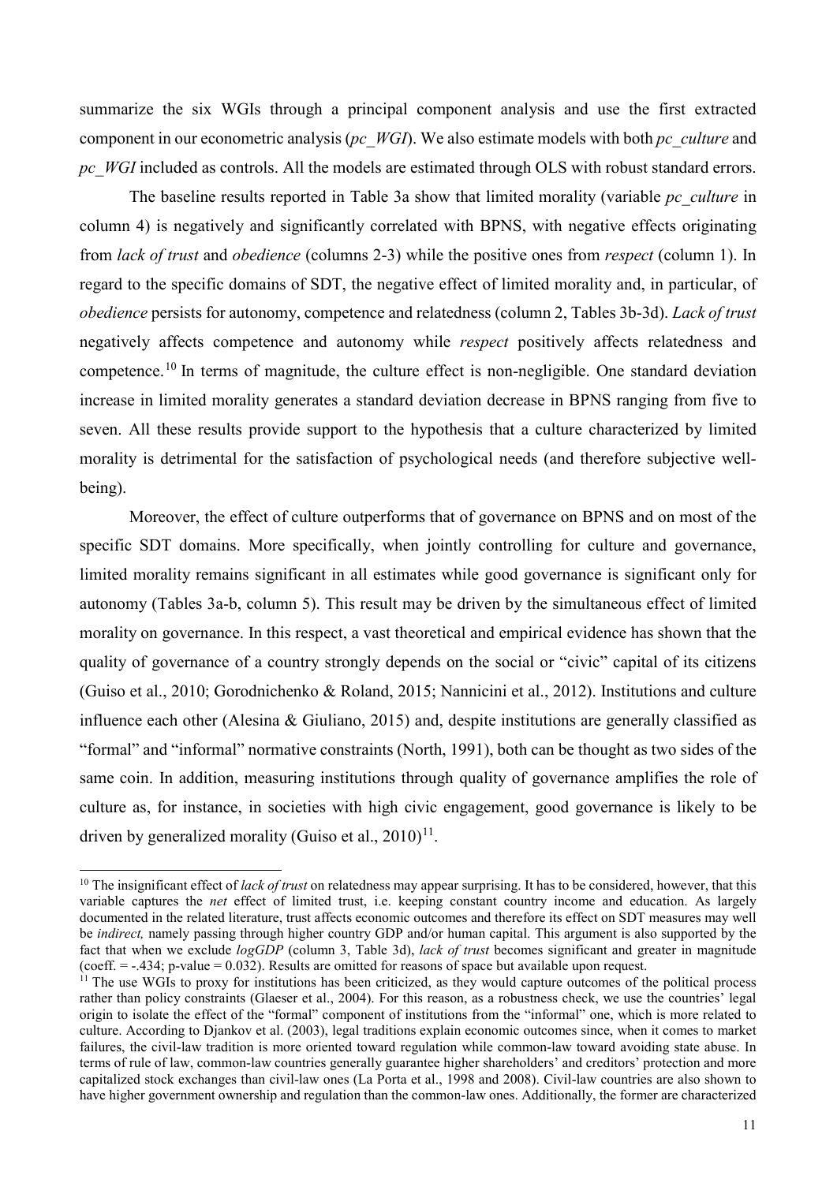summarize the six WGIs through a principal component analysis and use the first extracted component in our econometric analysis (*pc_WGI*). We also estimate models with both *pc_culture* and *pc_WGI* included as controls. All the models are estimated through OLS with robust standard errors.

The baseline results reported in Table 3a show that limited morality (variable *pc_culture* in column 4) is negatively and significantly correlated with BPNS, with negative effects originating from *lack of trust* and *obedience* (columns 2-3) while the positive ones from *respect* (column 1). In regard to the specific domains of SDT, the negative effect of limited morality and, in particular, of *obedience* persists for autonomy, competence and relatedness (column 2, Tables 3b-3d). *Lack of trust* negatively affects competence and autonomy while *respect* positively affects relatedness and competence.[10] In terms of magnitude, the culture effect is non-negligible. One standard deviation increase in limited morality generates a standard deviation decrease in BPNS ranging from five to seven. All these results provide support to the hypothesis that a culture characterized by limited morality is detrimental for the satisfaction of psychological needs (and therefore subjective well-being).

Moreover, the effect of culture outperforms that of governance on BPNS and on most of the specific SDT domains. More specifically, when jointly controlling for culture and governance, limited morality remains significant in all estimates while good governance is significant only for autonomy (Tables 3a-b, column 5). This result may be driven by the simultaneous effect of limited morality on governance. In this respect, a vast theoretical and empirical evidence has shown that the quality of governance of a country strongly depends on the social or "civic" capital of its citizens (Guiso et al., 2010; Gorodnichenko & Roland, 2015; Nannicini et al., 2012). Institutions and culture influence each other (Alesina & Giuliano, 2015) and, despite institutions are generally classified as "formal" and "informal" normative constraints (North, 1991), both can be thought as two sides of the same coin. In addition, measuring institutions through quality of governance amplifies the role of culture as, for instance, in societies with high civic engagement, good governance is likely to be driven by generalized morality (Guiso et al., 2010)[11].

---

[10] The insignificant effect of *lack of trust* on relatedness may appear surprising. It has to be considered, however, that this variable captures the *net* effect of limited trust, i.e. keeping constant country income and education. As largely documented in the related literature, trust affects economic outcomes and therefore its effect on SDT measures may well be *indirect,* namely passing through higher country GDP and/or human capital. This argument is also supported by the fact that when we exclude *logGDP* (column 3, Table 3d), *lack of trust* becomes significant and greater in magnitude (coeff. = -.434; p-value = 0.032). Results are omitted for reasons of space but available upon request.

[11] The use WGIs to proxy for institutions has been criticized, as they would capture outcomes of the political process rather than policy constraints (Glaeser et al., 2004). For this reason, as a robustness check, we use the countries' legal origin to isolate the effect of the "formal" component of institutions from the "informal" one, which is more related to culture. According to Djankov et al. (2003), legal traditions explain economic outcomes since, when it comes to market failures, the civil-law tradition is more oriented toward regulation while common-law toward avoiding state abuse. In terms of rule of law, common-law countries generally guarantee higher shareholders' and creditors' protection and more capitalized stock exchanges than civil-law ones (La Porta et al., 1998 and 2008). Civil-law countries are also shown to have higher government ownership and regulation than the common-law ones. Additionally, the former are characterized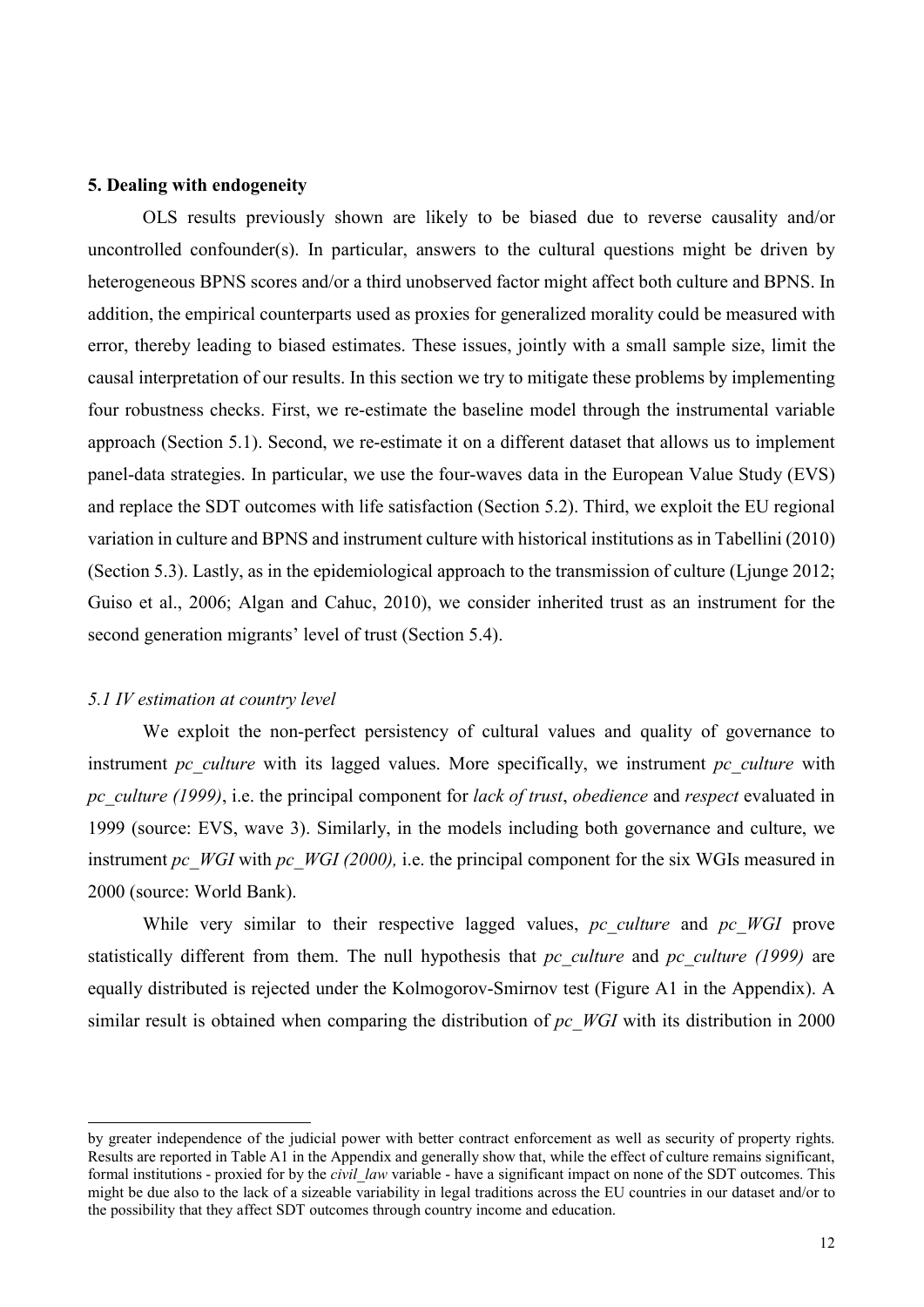## 5. Dealing with endogeneity

OLS results previously shown are likely to be biased due to reverse causality and/or uncontrolled confounder(s). In particular, answers to the cultural questions might be driven by heterogeneous BPNS scores and/or a third unobserved factor might affect both culture and BPNS. In addition, the empirical counterparts used as proxies for generalized morality could be measured with error, thereby leading to biased estimates. These issues, jointly with a small sample size, limit the causal interpretation of our results. In this section we try to mitigate these problems by implementing four robustness checks. First, we re-estimate the baseline model through the instrumental variable approach (Section 5.1). Second, we re-estimate it on a different dataset that allows us to implement panel-data strategies. In particular, we use the four-waves data in the European Value Study (EVS) and replace the SDT outcomes with life satisfaction (Section 5.2). Third, we exploit the EU regional variation in culture and BPNS and instrument culture with historical institutions as in Tabellini (2010) (Section 5.3). Lastly, as in the epidemiological approach to the transmission of culture (Ljunge 2012; Guiso et al., 2006; Algan and Cahuc, 2010), we consider inherited trust as an instrument for the second generation migrants' level of trust (Section 5.4).

### *5.1 IV estimation at country level*

We exploit the non-perfect persistency of cultural values and quality of governance to instrument *pc_culture* with its lagged values. More specifically, we instrument *pc_culture* with *pc_culture (1999)*, i.e. the principal component for *lack of trust*, *obedience* and *respect* evaluated in 1999 (source: EVS, wave 3). Similarly, in the models including both governance and culture, we instrument *pc_WGI* with *pc_WGI (2000),* i.e. the principal component for the six WGIs measured in 2000 (source: World Bank).

While very similar to their respective lagged values, *pc_culture* and *pc_WGI* prove statistically different from them. The null hypothesis that *pc_culture* and *pc_culture (1999)* are equally distributed is rejected under the Kolmogorov-Smirnov test (Figure A1 in the Appendix). A similar result is obtained when comparing the distribution of *pc_WGI* with its distribution in 2000

---

by greater independence of the judicial power with better contract enforcement as well as security of property rights. Results are reported in Table A1 in the Appendix and generally show that, while the effect of culture remains significant, formal institutions - proxied for by the *civil_law* variable - have a significant impact on none of the SDT outcomes. This might be due also to the lack of a sizeable variability in legal traditions across the EU countries in our dataset and/or to the possibility that they affect SDT outcomes through country income and education.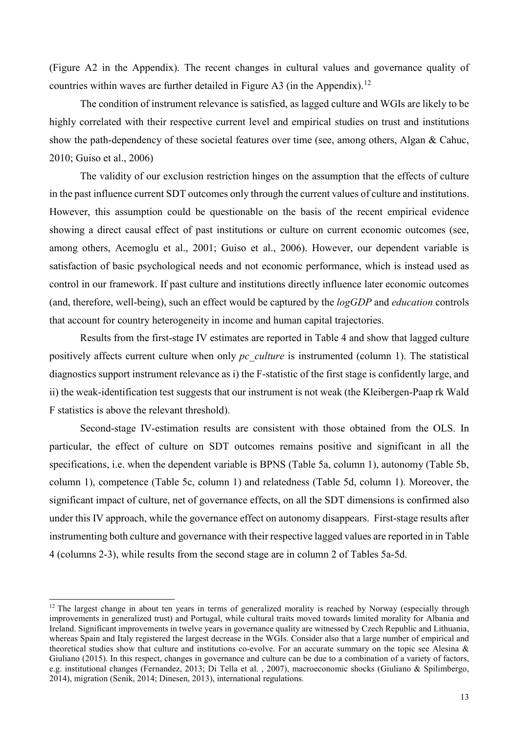(Figure A2 in the Appendix). The recent changes in cultural values and governance quality of countries within waves are further detailed in Figure A3 (in the Appendix).[12]

The condition of instrument relevance is satisfied, as lagged culture and WGIs are likely to be highly correlated with their respective current level and empirical studies on trust and institutions show the path-dependency of these societal features over time (see, among others, Algan & Cahuc, 2010; Guiso et al., 2006)

The validity of our exclusion restriction hinges on the assumption that the effects of culture in the past influence current SDT outcomes only through the current values of culture and institutions. However, this assumption could be questionable on the basis of the recent empirical evidence showing a direct causal effect of past institutions or culture on current economic outcomes (see, among others, Acemoglu et al., 2001; Guiso et al., 2006). However, our dependent variable is satisfaction of basic psychological needs and not economic performance, which is instead used as control in our framework. If past culture and institutions directly influence later economic outcomes (and, therefore, well-being), such an effect would be captured by the *logGDP* and *education* controls that account for country heterogeneity in income and human capital trajectories.

Results from the first-stage IV estimates are reported in Table 4 and show that lagged culture positively affects current culture when only *pc_culture* is instrumented (column 1). The statistical diagnostics support instrument relevance as i) the F-statistic of the first stage is confidently large, and ii) the weak-identification test suggests that our instrument is not weak (the Kleibergen-Paap rk Wald F statistics is above the relevant threshold).

Second-stage IV-estimation results are consistent with those obtained from the OLS. In particular, the effect of culture on SDT outcomes remains positive and significant in all the specifications, i.e. when the dependent variable is BPNS (Table 5a, column 1), autonomy (Table 5b, column 1), competence (Table 5c, column 1) and relatedness (Table 5d, column 1). Moreover, the significant impact of culture, net of governance effects, on all the SDT dimensions is confirmed also under this IV approach, while the governance effect on autonomy disappears. First-stage results after instrumenting both culture and governance with their respective lagged values are reported in in Table 4 (columns 2-3), while results from the second stage are in column 2 of Tables 5a-5d.

---

[12] The largest change in about ten years in terms of generalized morality is reached by Norway (especially through improvements in generalized trust) and Portugal, while cultural traits moved towards limited morality for Albania and Ireland. Significant improvements in twelve years in governance quality are witnessed by Czech Republic and Lithuania, whereas Spain and Italy registered the largest decrease in the WGIs. Consider also that a large number of empirical and theoretical studies show that culture and institutions co-evolve. For an accurate summary on the topic see Alesina & Giuliano (2015). In this respect, changes in governance and culture can be due to a combination of a variety of factors, e.g. institutional changes (Fernandez, 2013; Di Tella et al. , 2007), macroeconomic shocks (Giuliano & Spilimbergo, 2014), migration (Senik, 2014; Dinesen, 2013), international regulations.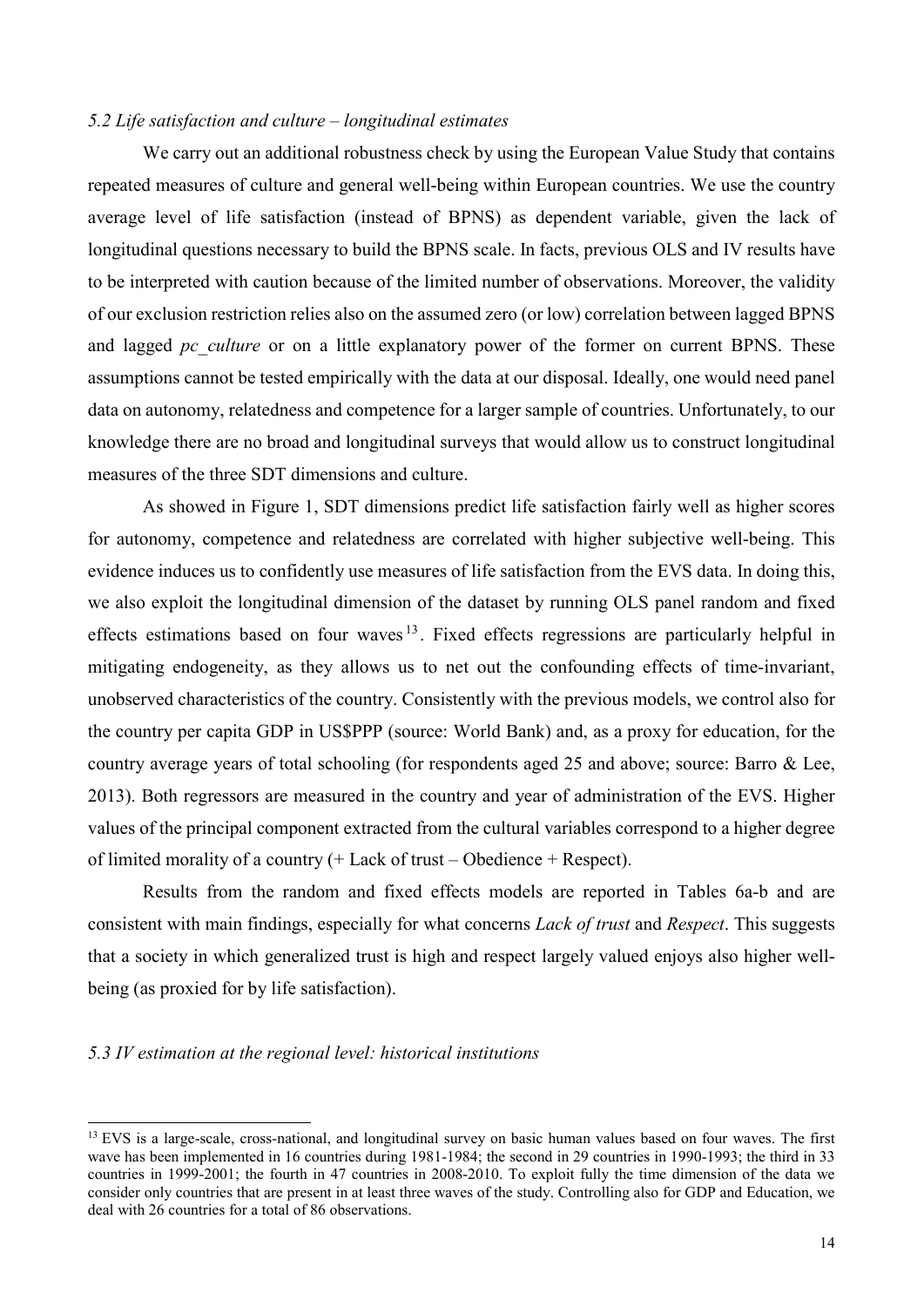### *5.2 Life satisfaction and culture – longitudinal estimates*

We carry out an additional robustness check by using the European Value Study that contains repeated measures of culture and general well-being within European countries. We use the country average level of life satisfaction (instead of BPNS) as dependent variable, given the lack of longitudinal questions necessary to build the BPNS scale. In facts, previous OLS and IV results have to be interpreted with caution because of the limited number of observations. Moreover, the validity of our exclusion restriction relies also on the assumed zero (or low) correlation between lagged BPNS and lagged *pc_culture* or on a little explanatory power of the former on current BPNS. These assumptions cannot be tested empirically with the data at our disposal. Ideally, one would need panel data on autonomy, relatedness and competence for a larger sample of countries. Unfortunately, to our knowledge there are no broad and longitudinal surveys that would allow us to construct longitudinal measures of the three SDT dimensions and culture.

As showed in Figure 1, SDT dimensions predict life satisfaction fairly well as higher scores for autonomy, competence and relatedness are correlated with higher subjective well-being. This evidence induces us to confidently use measures of life satisfaction from the EVS data. In doing this, we also exploit the longitudinal dimension of the dataset by running OLS panel random and fixed effects estimations based on four waves[13]. Fixed effects regressions are particularly helpful in mitigating endogeneity, as they allows us to net out the confounding effects of time-invariant, unobserved characteristics of the country. Consistently with the previous models, we control also for the country per capita GDP in US$PPP (source: World Bank) and, as a proxy for education, for the country average years of total schooling (for respondents aged 25 and above; source: Barro & Lee, 2013). Both regressors are measured in the country and year of administration of the EVS. Higher values of the principal component extracted from the cultural variables correspond to a higher degree of limited morality of a country (+ Lack of trust – Obedience + Respect).

Results from the random and fixed effects models are reported in Tables 6a-b and are consistent with main findings, especially for what concerns *Lack of trust* and *Respect*. This suggests that a society in which generalized trust is high and respect largely valued enjoys also higher well-being (as proxied for by life satisfaction).

### *5.3 IV estimation at the regional level: historical institutions*

[13] EVS is a large-scale, cross-national, and longitudinal survey on basic human values based on four waves. The first wave has been implemented in 16 countries during 1981-1984; the second in 29 countries in 1990-1993; the third in 33 countries in 1999-2001; the fourth in 47 countries in 2008-2010. To exploit fully the time dimension of the data we consider only countries that are present in at least three waves of the study. Controlling also for GDP and Education, we deal with 26 countries for a total of 86 observations.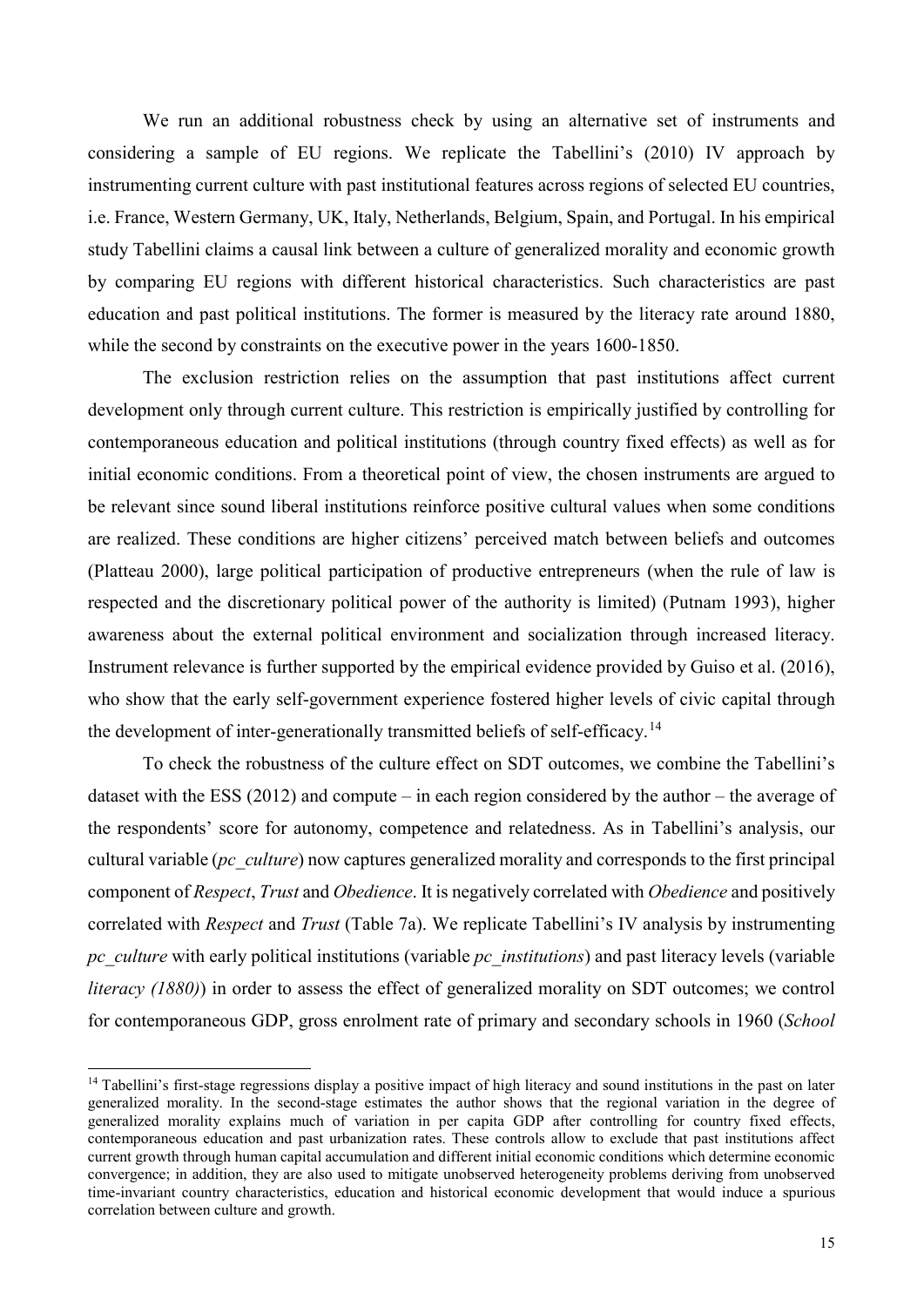We run an additional robustness check by using an alternative set of instruments and considering a sample of EU regions. We replicate the Tabellini's (2010) IV approach by instrumenting current culture with past institutional features across regions of selected EU countries, i.e. France, Western Germany, UK, Italy, Netherlands, Belgium, Spain, and Portugal. In his empirical study Tabellini claims a causal link between a culture of generalized morality and economic growth by comparing EU regions with different historical characteristics. Such characteristics are past education and past political institutions. The former is measured by the literacy rate around 1880, while the second by constraints on the executive power in the years 1600-1850.

The exclusion restriction relies on the assumption that past institutions affect current development only through current culture. This restriction is empirically justified by controlling for contemporaneous education and political institutions (through country fixed effects) as well as for initial economic conditions. From a theoretical point of view, the chosen instruments are argued to be relevant since sound liberal institutions reinforce positive cultural values when some conditions are realized. These conditions are higher citizens' perceived match between beliefs and outcomes (Platteau 2000), large political participation of productive entrepreneurs (when the rule of law is respected and the discretionary political power of the authority is limited) (Putnam 1993), higher awareness about the external political environment and socialization through increased literacy. Instrument relevance is further supported by the empirical evidence provided by Guiso et al. (2016), who show that the early self-government experience fostered higher levels of civic capital through the development of inter-generationally transmitted beliefs of self-efficacy.[14]

To check the robustness of the culture effect on SDT outcomes, we combine the Tabellini's dataset with the ESS (2012) and compute – in each region considered by the author – the average of the respondents' score for autonomy, competence and relatedness. As in Tabellini's analysis, our cultural variable (*pc_culture*) now captures generalized morality and corresponds to the first principal component of *Respect*, *Trust* and *Obedience*. It is negatively correlated with *Obedience* and positively correlated with *Respect* and *Trust* (Table 7a). We replicate Tabellini's IV analysis by instrumenting *pc_culture* with early political institutions (variable *pc_institutions*) and past literacy levels (variable *literacy (1880)*) in order to assess the effect of generalized morality on SDT outcomes; we control for contemporaneous GDP, gross enrolment rate of primary and secondary schools in 1960 (*School*

[14] Tabellini's first-stage regressions display a positive impact of high literacy and sound institutions in the past on later generalized morality. In the second-stage estimates the author shows that the regional variation in the degree of generalized morality explains much of variation in per capita GDP after controlling for country fixed effects, contemporaneous education and past urbanization rates. These controls allow to exclude that past institutions affect current growth through human capital accumulation and different initial economic conditions which determine economic convergence; in addition, they are also used to mitigate unobserved heterogeneity problems deriving from unobserved time-invariant country characteristics, education and historical economic development that would induce a spurious correlation between culture and growth.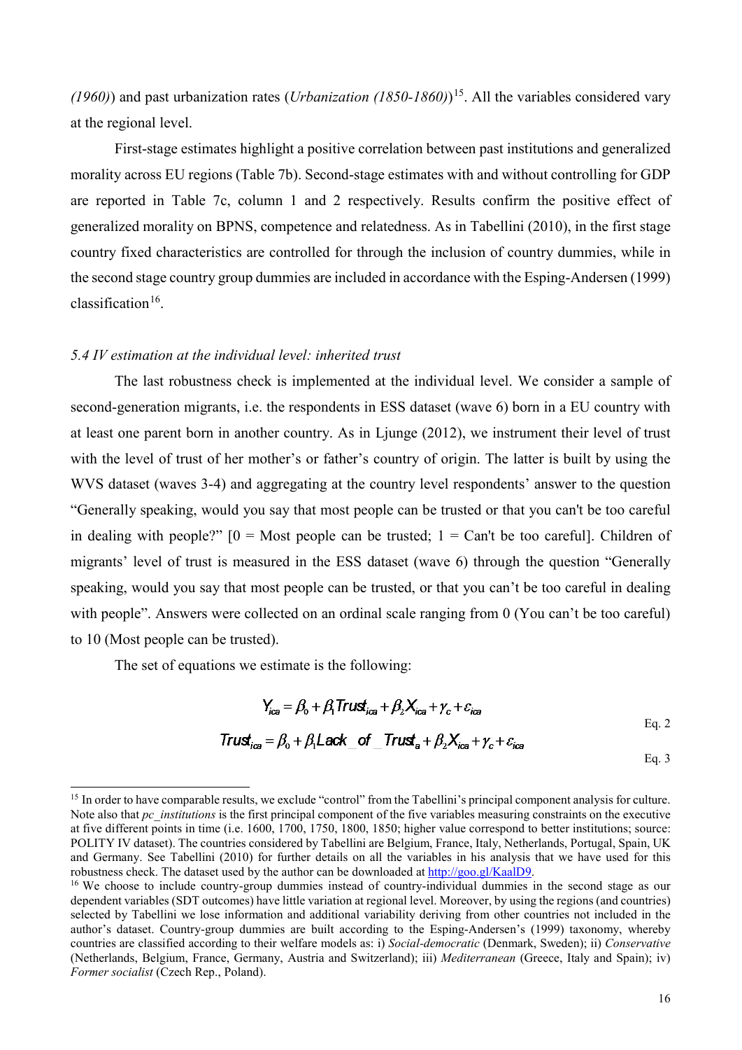*(1960)*) and past urbanization rates (*Urbanization (1850-1860)*)[15]. All the variables considered vary at the regional level.

First-stage estimates highlight a positive correlation between past institutions and generalized morality across EU regions (Table 7b). Second-stage estimates with and without controlling for GDP are reported in Table 7c, column 1 and 2 respectively. Results confirm the positive effect of generalized morality on BPNS, competence and relatedness. As in Tabellini (2010), in the first stage country fixed characteristics are controlled for through the inclusion of country dummies, while in the second stage country group dummies are included in accordance with the Esping-Andersen (1999) classification[16].

### *5.4 IV estimation at the individual level: inherited trust*

The last robustness check is implemented at the individual level. We consider a sample of second-generation migrants, i.e. the respondents in ESS dataset (wave 6) born in a EU country with at least one parent born in another country. As in Ljunge (2012), we instrument their level of trust with the level of trust of her mother's or father's country of origin. The latter is built by using the WVS dataset (waves 3-4) and aggregating at the country level respondents' answer to the question "Generally speaking, would you say that most people can be trusted or that you can't be too careful in dealing with people?" [0 = Most people can be trusted; 1 = Can't be too careful]. Children of migrants' level of trust is measured in the ESS dataset (wave 6) through the question "Generally speaking, would you say that most people can be trusted, or that you can't be too careful in dealing with people". Answers were collected on an ordinal scale ranging from 0 (You can't be too careful) to 10 (Most people can be trusted).

The set of equations we estimate is the following:

$$Y_{ica} = \beta_0 + \beta_1 Trust_{ica} + \beta_2 X_{ica} + \gamma_c + \varepsilon_{ica} \qquad \text{Eq. 2}$$

$$Trust_{ica} = \beta_0 + \beta_1 Lack\_of\_Trust_a + \beta_2 X_{ica} + \gamma_c + \varepsilon_{ica} \qquad \text{Eq. 3}$$

---

[15] In order to have comparable results, we exclude "control" from the Tabellini's principal component analysis for culture. Note also that *pc_institutions* is the first principal component of the five variables measuring constraints on the executive at five different points in time (i.e. 1600, 1700, 1750, 1800, 1850; higher value correspond to better institutions; source: POLITY IV dataset). The countries considered by Tabellini are Belgium, France, Italy, Netherlands, Portugal, Spain, UK and Germany. See Tabellini (2010) for further details on all the variables in his analysis that we have used for this robustness check. The dataset used by the author can be downloaded at http://goo.gl/KaalD9.

[16] We choose to include country-group dummies instead of country-individual dummies in the second stage as our dependent variables (SDT outcomes) have little variation at regional level. Moreover, by using the regions (and countries) selected by Tabellini we lose information and additional variability deriving from other countries not included in the author's dataset. Country-group dummies are built according to the Esping-Andersen's (1999) taxonomy, whereby countries are classified according to their welfare models as: i) *Social-democratic* (Denmark, Sweden); ii) *Conservative* (Netherlands, Belgium, France, Germany, Austria and Switzerland); iii) *Mediterranean* (Greece, Italy and Spain); iv) *Former socialist* (Czech Rep., Poland).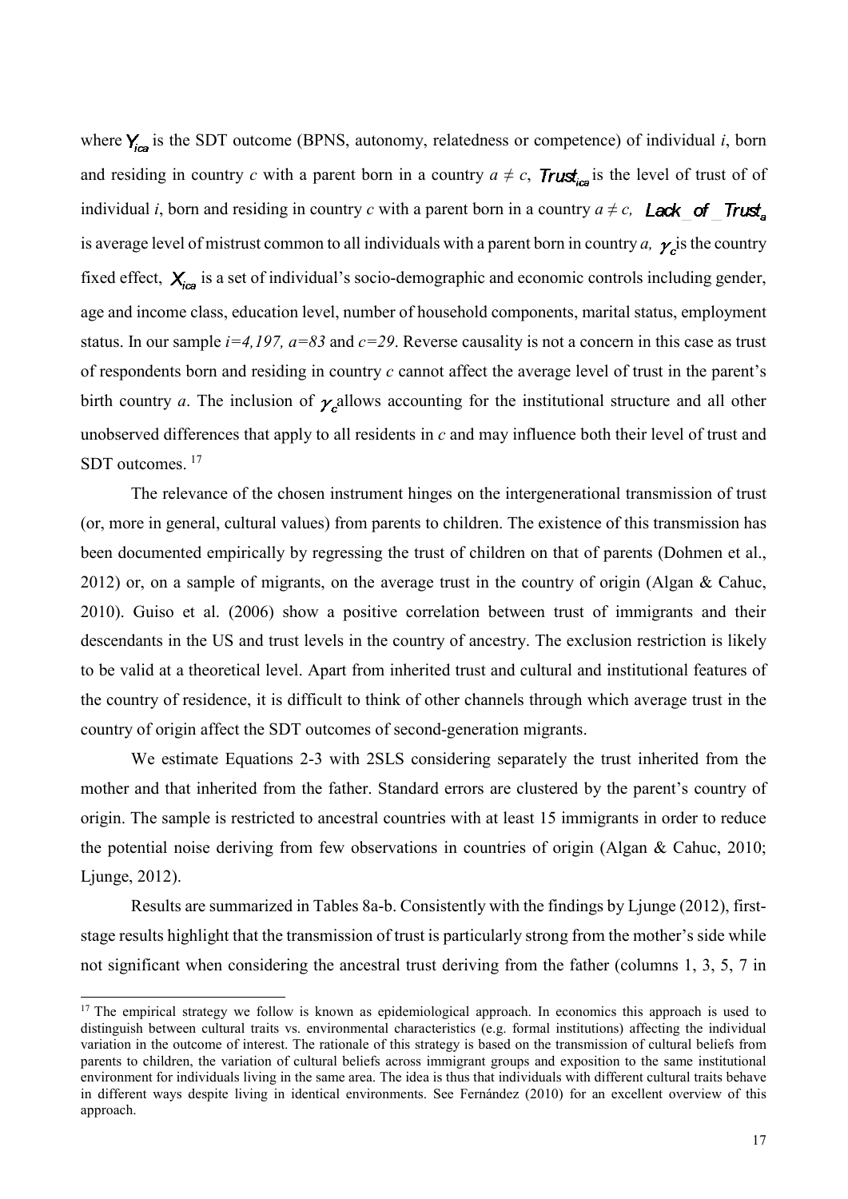where $Y_{ica}$ is the SDT outcome (BPNS, autonomy, relatedness or competence) of individual *i*, born and residing in country *c* with a parent born in a country $a \neq c$, $Trust_{ica}$ is the level of trust of of individual *i*, born and residing in country *c* with a parent born in a country $a \neq c$, $Lack\_of\_Trust_a$ is average level of mistrust common to all individuals with a parent born in country *a*, $\gamma_c$ is the country fixed effect, $X_{ica}$ is a set of individual's socio-demographic and economic controls including gender, age and income class, education level, number of household components, marital status, employment status. In our sample *i=4,197, a=83* and *c=29*. Reverse causality is not a concern in this case as trust of respondents born and residing in country *c* cannot affect the average level of trust in the parent's birth country *a*. The inclusion of $\gamma_c$ allows accounting for the institutional structure and all other unobserved differences that apply to all residents in *c* and may influence both their level of trust and SDT outcomes. [17]

The relevance of the chosen instrument hinges on the intergenerational transmission of trust (or, more in general, cultural values) from parents to children. The existence of this transmission has been documented empirically by regressing the trust of children on that of parents (Dohmen et al., 2012) or, on a sample of migrants, on the average trust in the country of origin (Algan & Cahuc, 2010). Guiso et al. (2006) show a positive correlation between trust of immigrants and their descendants in the US and trust levels in the country of ancestry. The exclusion restriction is likely to be valid at a theoretical level. Apart from inherited trust and cultural and institutional features of the country of residence, it is difficult to think of other channels through which average trust in the country of origin affect the SDT outcomes of second-generation migrants.

We estimate Equations 2-3 with 2SLS considering separately the trust inherited from the mother and that inherited from the father. Standard errors are clustered by the parent's country of origin. The sample is restricted to ancestral countries with at least 15 immigrants in order to reduce the potential noise deriving from few observations in countries of origin (Algan & Cahuc, 2010; Ljunge, 2012).

Results are summarized in Tables 8a-b. Consistently with the findings by Ljunge (2012), first-stage results highlight that the transmission of trust is particularly strong from the mother's side while not significant when considering the ancestral trust deriving from the father (columns 1, 3, 5, 7 in

[17] The empirical strategy we follow is known as epidemiological approach. In economics this approach is used to distinguish between cultural traits vs. environmental characteristics (e.g. formal institutions) affecting the individual variation in the outcome of interest. The rationale of this strategy is based on the transmission of cultural beliefs from parents to children, the variation of cultural beliefs across immigrant groups and exposition to the same institutional environment for individuals living in the same area. The idea is thus that individuals with different cultural traits behave in different ways despite living in identical environments. See Fernández (2010) for an excellent overview of this approach.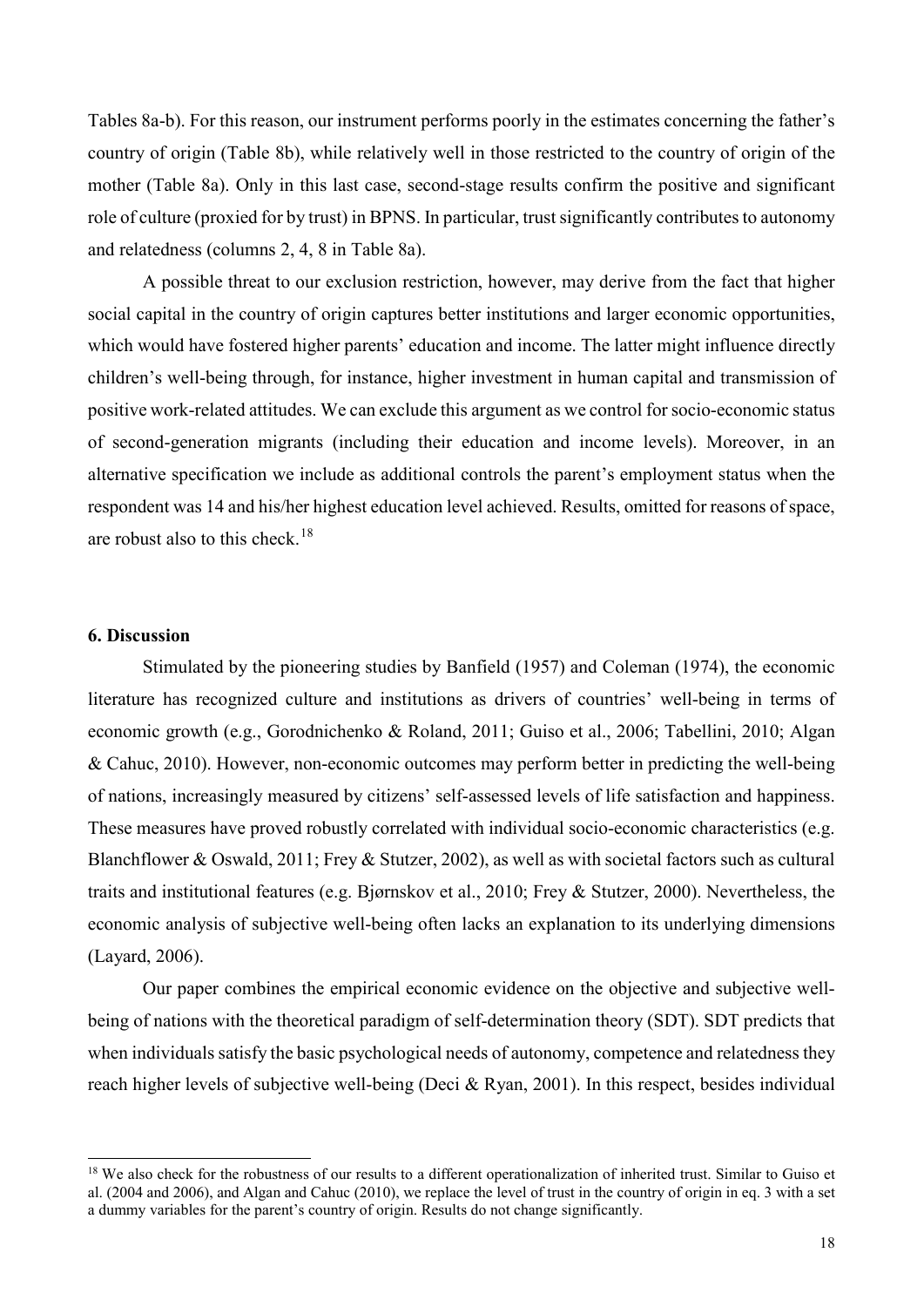Tables 8a-b). For this reason, our instrument performs poorly in the estimates concerning the father's country of origin (Table 8b), while relatively well in those restricted to the country of origin of the mother (Table 8a). Only in this last case, second-stage results confirm the positive and significant role of culture (proxied for by trust) in BPNS. In particular, trust significantly contributes to autonomy and relatedness (columns 2, 4, 8 in Table 8a).

A possible threat to our exclusion restriction, however, may derive from the fact that higher social capital in the country of origin captures better institutions and larger economic opportunities, which would have fostered higher parents' education and income. The latter might influence directly children's well-being through, for instance, higher investment in human capital and transmission of positive work-related attitudes. We can exclude this argument as we control for socio-economic status of second-generation migrants (including their education and income levels). Moreover, in an alternative specification we include as additional controls the parent's employment status when the respondent was 14 and his/her highest education level achieved. Results, omitted for reasons of space, are robust also to this check.[18]

## 6. Discussion

Stimulated by the pioneering studies by Banfield (1957) and Coleman (1974), the economic literature has recognized culture and institutions as drivers of countries' well-being in terms of economic growth (e.g., Gorodnichenko & Roland, 2011; Guiso et al., 2006; Tabellini, 2010; Algan & Cahuc, 2010). However, non-economic outcomes may perform better in predicting the well-being of nations, increasingly measured by citizens' self-assessed levels of life satisfaction and happiness. These measures have proved robustly correlated with individual socio-economic characteristics (e.g. Blanchflower & Oswald, 2011; Frey & Stutzer, 2002), as well as with societal factors such as cultural traits and institutional features (e.g. Bjørnskov et al., 2010; Frey & Stutzer, 2000). Nevertheless, the economic analysis of subjective well-being often lacks an explanation to its underlying dimensions (Layard, 2006).

Our paper combines the empirical economic evidence on the objective and subjective well-being of nations with the theoretical paradigm of self-determination theory (SDT). SDT predicts that when individuals satisfy the basic psychological needs of autonomy, competence and relatedness they reach higher levels of subjective well-being (Deci & Ryan, 2001). In this respect, besides individual

[18] We also check for the robustness of our results to a different operationalization of inherited trust. Similar to Guiso et al. (2004 and 2006), and Algan and Cahuc (2010), we replace the level of trust in the country of origin in eq. 3 with a set a dummy variables for the parent's country of origin. Results do not change significantly.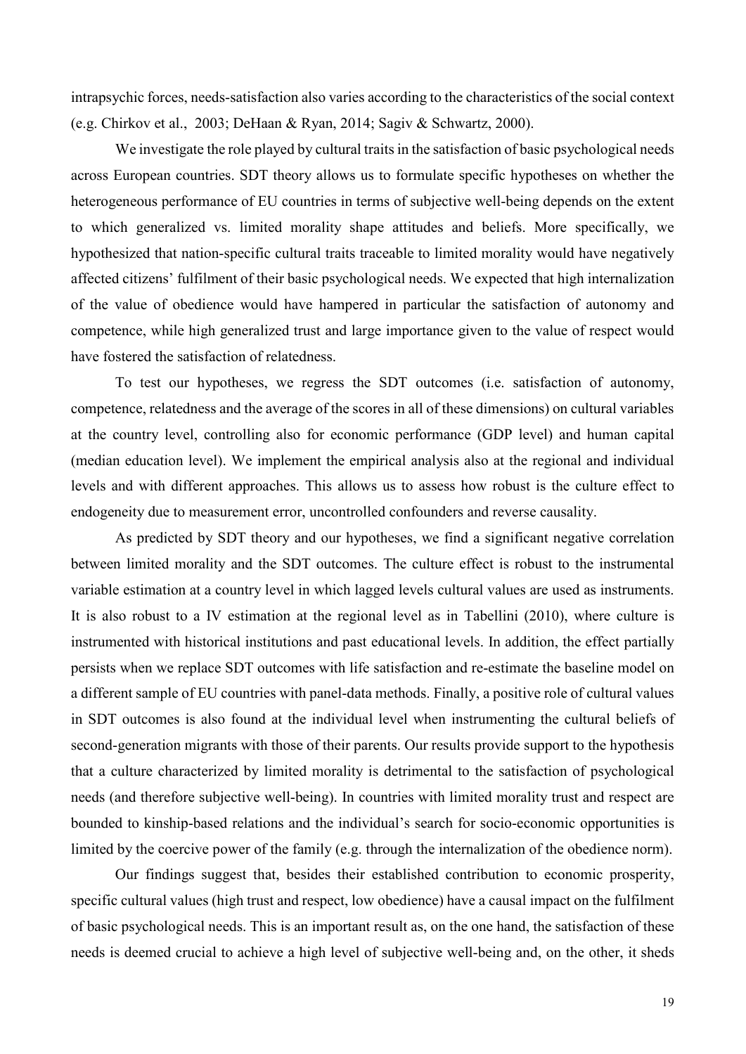intrapsychic forces, needs-satisfaction also varies according to the characteristics of the social context (e.g. Chirkov et al., 2003; DeHaan & Ryan, 2014; Sagiv & Schwartz, 2000).

We investigate the role played by cultural traits in the satisfaction of basic psychological needs across European countries. SDT theory allows us to formulate specific hypotheses on whether the heterogeneous performance of EU countries in terms of subjective well-being depends on the extent to which generalized vs. limited morality shape attitudes and beliefs. More specifically, we hypothesized that nation-specific cultural traits traceable to limited morality would have negatively affected citizens' fulfilment of their basic psychological needs. We expected that high internalization of the value of obedience would have hampered in particular the satisfaction of autonomy and competence, while high generalized trust and large importance given to the value of respect would have fostered the satisfaction of relatedness.

To test our hypotheses, we regress the SDT outcomes (i.e. satisfaction of autonomy, competence, relatedness and the average of the scores in all of these dimensions) on cultural variables at the country level, controlling also for economic performance (GDP level) and human capital (median education level). We implement the empirical analysis also at the regional and individual levels and with different approaches. This allows us to assess how robust is the culture effect to endogeneity due to measurement error, uncontrolled confounders and reverse causality.

As predicted by SDT theory and our hypotheses, we find a significant negative correlation between limited morality and the SDT outcomes. The culture effect is robust to the instrumental variable estimation at a country level in which lagged levels cultural values are used as instruments. It is also robust to a IV estimation at the regional level as in Tabellini (2010), where culture is instrumented with historical institutions and past educational levels. In addition, the effect partially persists when we replace SDT outcomes with life satisfaction and re-estimate the baseline model on a different sample of EU countries with panel-data methods. Finally, a positive role of cultural values in SDT outcomes is also found at the individual level when instrumenting the cultural beliefs of second-generation migrants with those of their parents. Our results provide support to the hypothesis that a culture characterized by limited morality is detrimental to the satisfaction of psychological needs (and therefore subjective well-being). In countries with limited morality trust and respect are bounded to kinship-based relations and the individual's search for socio-economic opportunities is limited by the coercive power of the family (e.g. through the internalization of the obedience norm).

Our findings suggest that, besides their established contribution to economic prosperity, specific cultural values (high trust and respect, low obedience) have a causal impact on the fulfilment of basic psychological needs. This is an important result as, on the one hand, the satisfaction of these needs is deemed crucial to achieve a high level of subjective well-being and, on the other, it sheds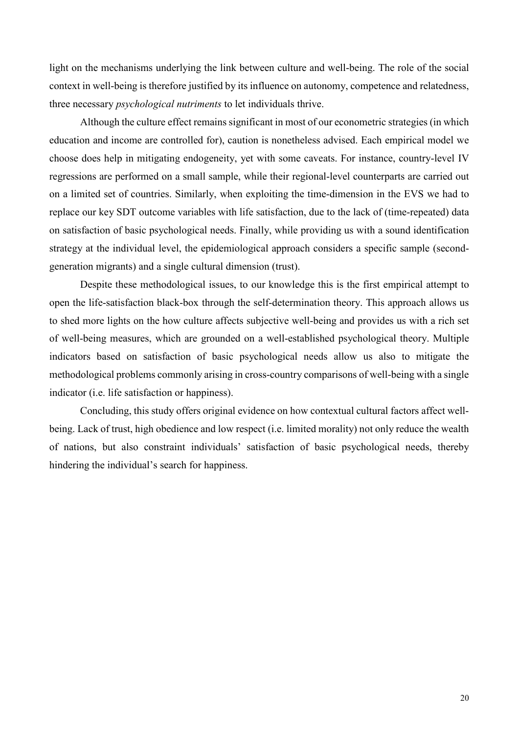light on the mechanisms underlying the link between culture and well-being. The role of the social context in well-being is therefore justified by its influence on autonomy, competence and relatedness, three necessary *psychological nutriments* to let individuals thrive.

Although the culture effect remains significant in most of our econometric strategies (in which education and income are controlled for), caution is nonetheless advised. Each empirical model we choose does help in mitigating endogeneity, yet with some caveats. For instance, country-level IV regressions are performed on a small sample, while their regional-level counterparts are carried out on a limited set of countries. Similarly, when exploiting the time-dimension in the EVS we had to replace our key SDT outcome variables with life satisfaction, due to the lack of (time-repeated) data on satisfaction of basic psychological needs. Finally, while providing us with a sound identification strategy at the individual level, the epidemiological approach considers a specific sample (second-generation migrants) and a single cultural dimension (trust).

Despite these methodological issues, to our knowledge this is the first empirical attempt to open the life-satisfaction black-box through the self-determination theory. This approach allows us to shed more lights on the how culture affects subjective well-being and provides us with a rich set of well-being measures, which are grounded on a well-established psychological theory. Multiple indicators based on satisfaction of basic psychological needs allow us also to mitigate the methodological problems commonly arising in cross-country comparisons of well-being with a single indicator (i.e. life satisfaction or happiness).

Concluding, this study offers original evidence on how contextual cultural factors affect well-being. Lack of trust, high obedience and low respect (i.e. limited morality) not only reduce the wealth of nations, but also constraint individuals' satisfaction of basic psychological needs, thereby hindering the individual's search for happiness.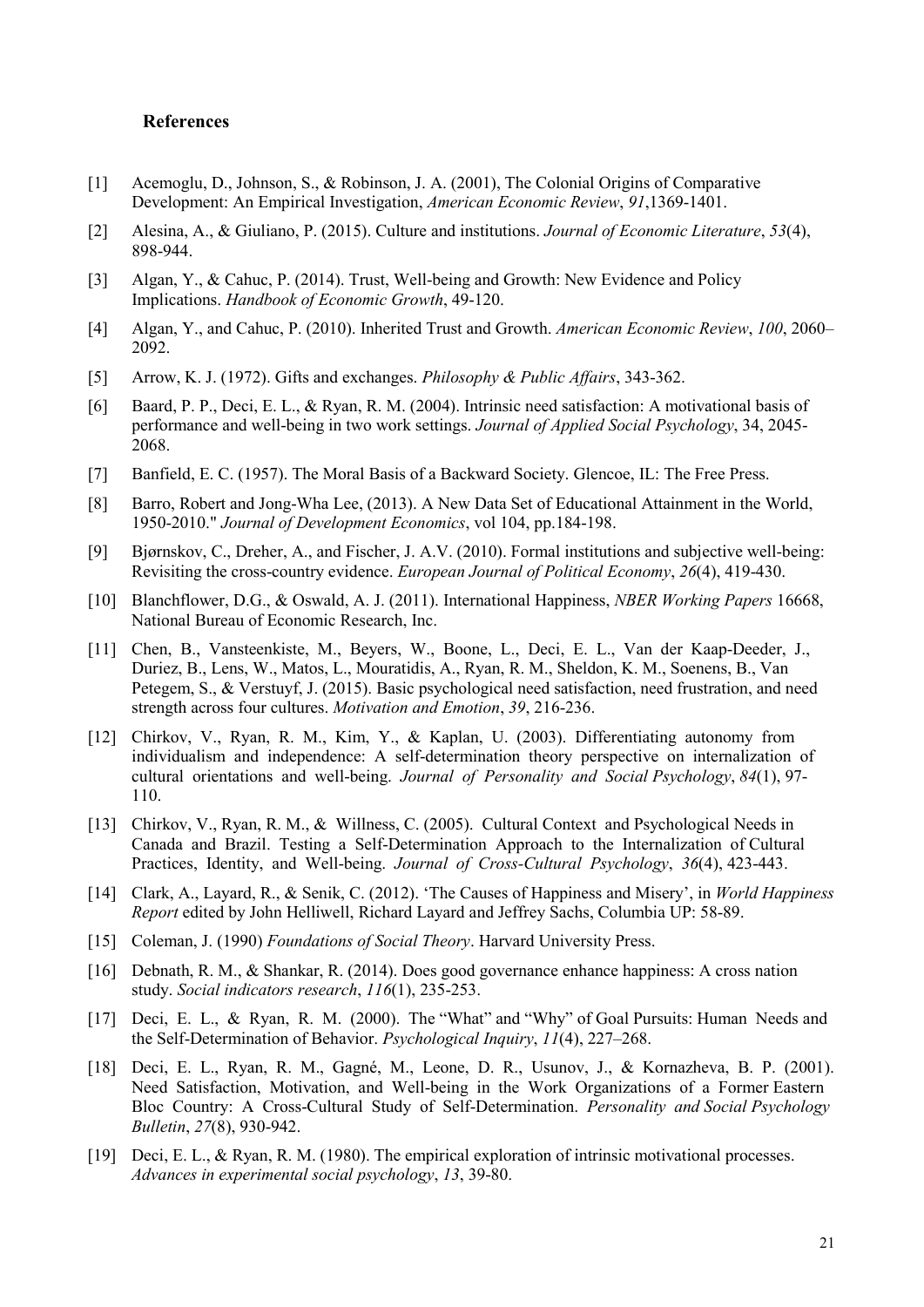# References

[1] Acemoglu, D., Johnson, S., & Robinson, J. A. (2001), The Colonial Origins of Comparative Development: An Empirical Investigation, *American Economic Review*, *91*,1369-1401.

[2] Alesina, A., & Giuliano, P. (2015). Culture and institutions. *Journal of Economic Literature*, *53*(4), 898-944.

[3] Algan, Y., & Cahuc, P. (2014). Trust, Well-being and Growth: New Evidence and Policy Implications. *Handbook of Economic Growth*, 49-120.

[4] Algan, Y., and Cahuc, P. (2010). Inherited Trust and Growth. *American Economic Review*, *100*, 2060–2092.

[5] Arrow, K. J. (1972). Gifts and exchanges. *Philosophy & Public Affairs*, 343-362.

[6] Baard, P. P., Deci, E. L., & Ryan, R. M. (2004). Intrinsic need satisfaction: A motivational basis of performance and well-being in two work settings. *Journal of Applied Social Psychology*, 34, 2045-2068.

[7] Banfield, E. C. (1957). The Moral Basis of a Backward Society. Glencoe, IL: The Free Press.

[8] Barro, Robert and Jong-Wha Lee, (2013). A New Data Set of Educational Attainment in the World, 1950-2010." *Journal of Development Economics*, vol 104, pp.184-198.

[9] Bjørnskov, C., Dreher, A., and Fischer, J. A.V. (2010). Formal institutions and subjective well-being: Revisiting the cross-country evidence. *European Journal of Political Economy*, *26*(4), 419-430.

[10] Blanchflower, D.G., & Oswald, A. J. (2011). International Happiness, *NBER Working Papers* 16668, National Bureau of Economic Research, Inc.

[11] Chen, B., Vansteenkiste, M., Beyers, W., Boone, L., Deci, E. L., Van der Kaap-Deeder, J., Duriez, B., Lens, W., Matos, L., Mouratidis, A., Ryan, R. M., Sheldon, K. M., Soenens, B., Van Petegem, S., & Verstuyf, J. (2015). Basic psychological need satisfaction, need frustration, and need strength across four cultures. *Motivation and Emotion*, *39*, 216-236.

[12] Chirkov, V., Ryan, R. M., Kim, Y., & Kaplan, U. (2003). Differentiating autonomy from individualism and independence: A self-determination theory perspective on internalization of cultural orientations and well-being. *Journal of Personality and Social Psychology*, *84*(1), 97-110.

[13] Chirkov, V., Ryan, R. M., & Willness, C. (2005). Cultural Context and Psychological Needs in Canada and Brazil. Testing a Self-Determination Approach to the Internalization of Cultural Practices, Identity, and Well-being. *Journal of Cross-Cultural Psychology*, *36*(4), 423-443.

[14] Clark, A., Layard, R., & Senik, C. (2012). 'The Causes of Happiness and Misery', in *World Happiness Report* edited by John Helliwell, Richard Layard and Jeffrey Sachs, Columbia UP: 58-89.

[15] Coleman, J. (1990) *Foundations of Social Theory*. Harvard University Press.

[16] Debnath, R. M., & Shankar, R. (2014). Does good governance enhance happiness: A cross nation study. *Social indicators research*, *116*(1), 235-253.

[17] Deci, E. L., & Ryan, R. M. (2000). The "What" and "Why" of Goal Pursuits: Human Needs and the Self-Determination of Behavior. *Psychological Inquiry*, *11*(4), 227–268.

[18] Deci, E. L., Ryan, R. M., Gagné, M., Leone, D. R., Usunov, J., & Kornazheva, B. P. (2001). Need Satisfaction, Motivation, and Well-being in the Work Organizations of a Former Eastern Bloc Country: A Cross-Cultural Study of Self-Determination. *Personality and Social Psychology Bulletin*, *27*(8), 930-942.

[19] Deci, E. L., & Ryan, R. M. (1980). The empirical exploration of intrinsic motivational processes. *Advances in experimental social psychology*, *13*, 39-80.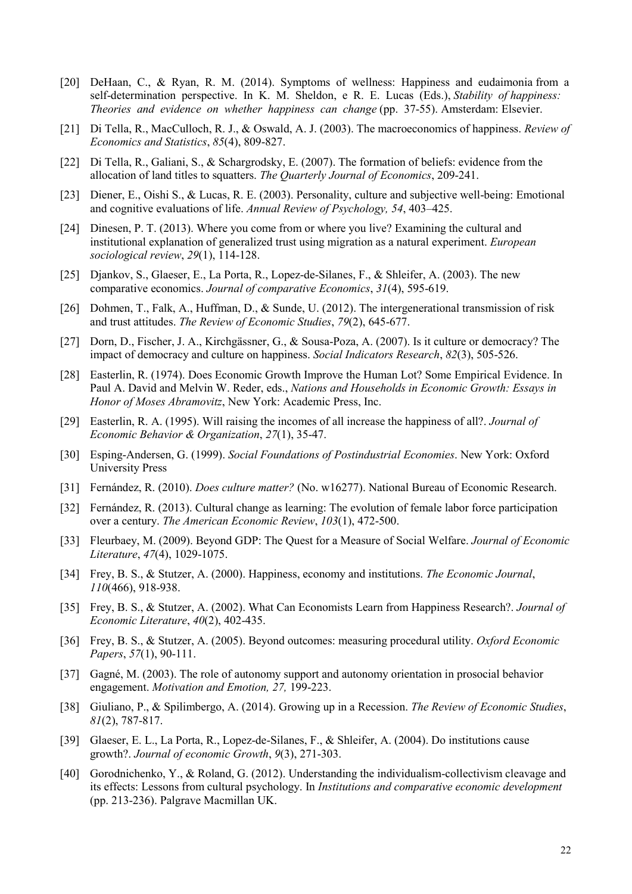[20] DeHaan, C., & Ryan, R. M. (2014). Symptoms of wellness: Happiness and eudaimonia from a self-determination perspective. In K. M. Sheldon, e R. E. Lucas (Eds.), *Stability of happiness: Theories and evidence on whether happiness can change* (pp. 37-55). Amsterdam: Elsevier.

[21] Di Tella, R., MacCulloch, R. J., & Oswald, A. J. (2003). The macroeconomics of happiness. *Review of Economics and Statistics*, *85*(4), 809-827.

[22] Di Tella, R., Galiani, S., & Schargrodsky, E. (2007). The formation of beliefs: evidence from the allocation of land titles to squatters. *The Quarterly Journal of Economics*, 209-241.

[23] Diener, E., Oishi S., & Lucas, R. E. (2003). Personality, culture and subjective well-being: Emotional and cognitive evaluations of life. *Annual Review of Psychology, 54*, 403–425.

[24] Dinesen, P. T. (2013). Where you come from or where you live? Examining the cultural and institutional explanation of generalized trust using migration as a natural experiment. *European sociological review*, *29*(1), 114-128.

[25] Djankov, S., Glaeser, E., La Porta, R., Lopez-de-Silanes, F., & Shleifer, A. (2003). The new comparative economics. *Journal of comparative Economics*, *31*(4), 595-619.

[26] Dohmen, T., Falk, A., Huffman, D., & Sunde, U. (2012). The intergenerational transmission of risk and trust attitudes. *The Review of Economic Studies*, *79*(2), 645-677.

[27] Dorn, D., Fischer, J. A., Kirchgässner, G., & Sousa-Poza, A. (2007). Is it culture or democracy? The impact of democracy and culture on happiness. *Social Indicators Research*, *82*(3), 505-526.

[28] Easterlin, R. (1974). Does Economic Growth Improve the Human Lot? Some Empirical Evidence. In Paul A. David and Melvin W. Reder, eds., *Nations and Households in Economic Growth: Essays in Honor of Moses Abramovitz*, New York: Academic Press, Inc.

[29] Easterlin, R. A. (1995). Will raising the incomes of all increase the happiness of all?. *Journal of Economic Behavior & Organization*, *27*(1), 35-47.

[30] Esping-Andersen, G. (1999). *Social Foundations of Postindustrial Economies*. New York: Oxford University Press

[31] Fernández, R. (2010). *Does culture matter?* (No. w16277). National Bureau of Economic Research.

[32] Fernández, R. (2013). Cultural change as learning: The evolution of female labor force participation over a century. *The American Economic Review*, *103*(1), 472-500.

[33] Fleurbaey, M. (2009). Beyond GDP: The Quest for a Measure of Social Welfare. *Journal of Economic Literature*, *47*(4), 1029-1075.

[34] Frey, B. S., & Stutzer, A. (2000). Happiness, economy and institutions. *The Economic Journal*, *110*(466), 918-938.

[35] Frey, B. S., & Stutzer, A. (2002). What Can Economists Learn from Happiness Research?. *Journal of Economic Literature*, *40*(2), 402-435.

[36] Frey, B. S., & Stutzer, A. (2005). Beyond outcomes: measuring procedural utility. *Oxford Economic Papers*, *57*(1), 90-111.

[37] Gagné, M. (2003). The role of autonomy support and autonomy orientation in prosocial behavior engagement. *Motivation and Emotion, 27,* 199-223.

[38] Giuliano, P., & Spilimbergo, A. (2014). Growing up in a Recession. *The Review of Economic Studies*, *81*(2), 787-817.

[39] Glaeser, E. L., La Porta, R., Lopez-de-Silanes, F., & Shleifer, A. (2004). Do institutions cause growth?. *Journal of economic Growth*, *9*(3), 271-303.

[40] Gorodnichenko, Y., & Roland, G. (2012). Understanding the individualism-collectivism cleavage and its effects: Lessons from cultural psychology. In *Institutions and comparative economic development* (pp. 213-236). Palgrave Macmillan UK.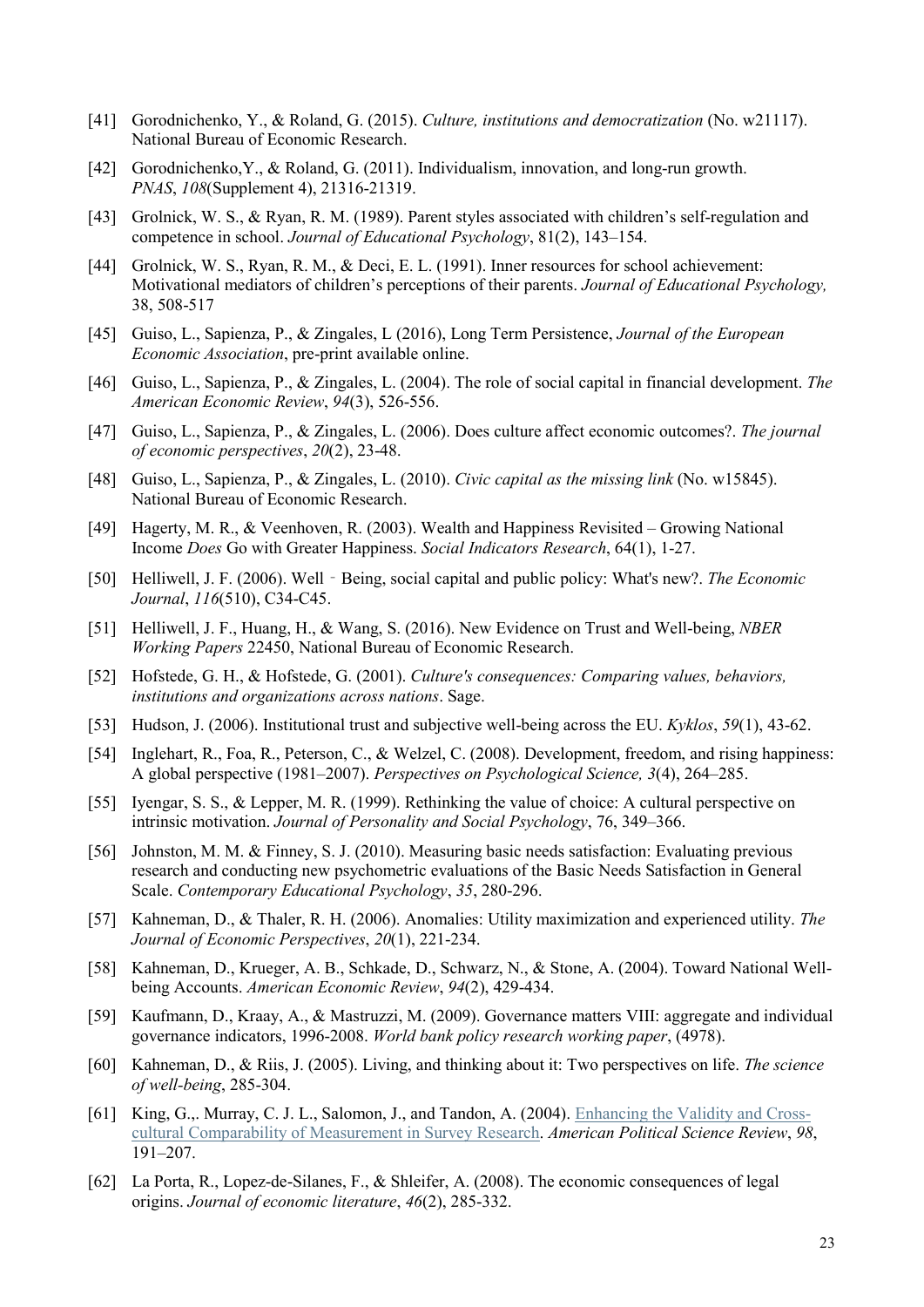[41] Gorodnichenko, Y., & Roland, G. (2015). *Culture, institutions and democratization* (No. w21117). National Bureau of Economic Research.

[42] Gorodnichenko,Y., & Roland, G. (2011). Individualism, innovation, and long-run growth. *PNAS*, *108*(Supplement 4), 21316-21319.

[43] Grolnick, W. S., & Ryan, R. M. (1989). Parent styles associated with children's self-regulation and competence in school. *Journal of Educational Psychology*, 81(2), 143–154.

[44] Grolnick, W. S., Ryan, R. M., & Deci, E. L. (1991). Inner resources for school achievement: Motivational mediators of children's perceptions of their parents. *Journal of Educational Psychology,* 38, 508-517

[45] Guiso, L., Sapienza, P., & Zingales, L (2016), Long Term Persistence, *Journal of the European Economic Association*, pre-print available online.

[46] Guiso, L., Sapienza, P., & Zingales, L. (2004). The role of social capital in financial development. *The American Economic Review*, *94*(3), 526-556.

[47] Guiso, L., Sapienza, P., & Zingales, L. (2006). Does culture affect economic outcomes?. *The journal of economic perspectives*, *20*(2), 23-48.

[48] Guiso, L., Sapienza, P., & Zingales, L. (2010). *Civic capital as the missing link* (No. w15845). National Bureau of Economic Research.

[49] Hagerty, M. R., & Veenhoven, R. (2003). Wealth and Happiness Revisited – Growing National Income *Does* Go with Greater Happiness. *Social Indicators Research*, 64(1), 1-27.

[50] Helliwell, J. F. (2006). Well‐Being, social capital and public policy: What's new?. *The Economic Journal*, *116*(510), C34-C45.

[51] Helliwell, J. F., Huang, H., & Wang, S. (2016). New Evidence on Trust and Well-being, *NBER Working Papers* 22450, National Bureau of Economic Research.

[52] Hofstede, G. H., & Hofstede, G. (2001). *Culture's consequences: Comparing values, behaviors, institutions and organizations across nations*. Sage.

[53] Hudson, J. (2006). Institutional trust and subjective well-being across the EU. *Kyklos*, *59*(1), 43-62.

[54] Inglehart, R., Foa, R., Peterson, C., & Welzel, C. (2008). Development, freedom, and rising happiness: A global perspective (1981–2007). *Perspectives on Psychological Science, 3*(4), 264–285.

[55] Iyengar, S. S., & Lepper, M. R. (1999). Rethinking the value of choice: A cultural perspective on intrinsic motivation. *Journal of Personality and Social Psychology*, 76, 349–366.

[56] Johnston, M. M. & Finney, S. J. (2010). Measuring basic needs satisfaction: Evaluating previous research and conducting new psychometric evaluations of the Basic Needs Satisfaction in General Scale. *Contemporary Educational Psychology*, *35*, 280-296.

[57] Kahneman, D., & Thaler, R. H. (2006). Anomalies: Utility maximization and experienced utility. *The Journal of Economic Perspectives*, *20*(1), 221-234.

[58] Kahneman, D., Krueger, A. B., Schkade, D., Schwarz, N., & Stone, A. (2004). Toward National Well-being Accounts. *American Economic Review*, *94*(2), 429-434.

[59] Kaufmann, D., Kraay, A., & Mastruzzi, M. (2009). Governance matters VIII: aggregate and individual governance indicators, 1996-2008. *World bank policy research working paper*, (4978).

[60] Kahneman, D., & Riis, J. (2005). Living, and thinking about it: Two perspectives on life. *The science of well-being*, 285-304.

[61] King, G.,. Murray, C. J. L., Salomon, J., and Tandon, A. (2004). Enhancing the Validity and Cross-cultural Comparability of Measurement in Survey Research. *American Political Science Review*, *98*, 191–207.

[62] La Porta, R., Lopez-de-Silanes, F., & Shleifer, A. (2008). The economic consequences of legal origins. *Journal of economic literature*, *46*(2), 285-332.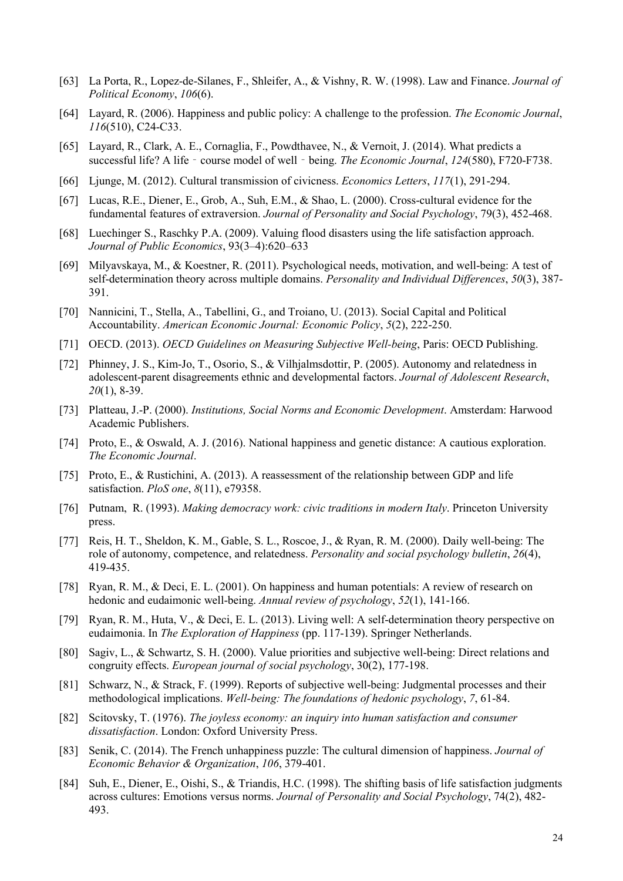[63] La Porta, R., Lopez-de-Silanes, F., Shleifer, A., & Vishny, R. W. (1998). Law and Finance. *Journal of Political Economy*, *106*(6).

[64] Layard, R. (2006). Happiness and public policy: A challenge to the profession. *The Economic Journal*, *116*(510), C24-C33.

[65] Layard, R., Clark, A. E., Cornaglia, F., Powdthavee, N., & Vernoit, J. (2014). What predicts a successful life? A life‐course model of well‐being. *The Economic Journal*, *124*(580), F720-F738.

[66] Ljunge, M. (2012). Cultural transmission of civicness. *Economics Letters*, *117*(1), 291-294.

[67] Lucas, R.E., Diener, E., Grob, A., Suh, E.M., & Shao, L. (2000). Cross-cultural evidence for the fundamental features of extraversion. *Journal of Personality and Social Psychology*, 79(3), 452-468.

[68] Luechinger S., Raschky P.A. (2009). Valuing flood disasters using the life satisfaction approach. *Journal of Public Economics*, 93(3–4):620–633

[69] Milyavskaya, M., & Koestner, R. (2011). Psychological needs, motivation, and well-being: A test of self-determination theory across multiple domains. *Personality and Individual Differences*, *50*(3), 387-391.

[70] Nannicini, T., Stella, A., Tabellini, G., and Troiano, U. (2013). Social Capital and Political Accountability. *American Economic Journal: Economic Policy*, *5*(2), 222-250.

[71] OECD. (2013). *OECD Guidelines on Measuring Subjective Well-being*, Paris: OECD Publishing.

[72] Phinney, J. S., Kim-Jo, T., Osorio, S., & Vilhjalmsdottir, P. (2005). Autonomy and relatedness in adolescent-parent disagreements ethnic and developmental factors. *Journal of Adolescent Research*, *20*(1), 8-39.

[73] Platteau, J.-P. (2000). *Institutions, Social Norms and Economic Development*. Amsterdam: Harwood Academic Publishers.

[74] Proto, E., & Oswald, A. J. (2016). National happiness and genetic distance: A cautious exploration. *The Economic Journal*.

[75] Proto, E., & Rustichini, A. (2013). A reassessment of the relationship between GDP and life satisfaction. *PloS one*, *8*(11), e79358.

[76] Putnam, R. (1993). *Making democracy work: civic traditions in modern Italy*. Princeton University press.

[77] Reis, H. T., Sheldon, K. M., Gable, S. L., Roscoe, J., & Ryan, R. M. (2000). Daily well-being: The role of autonomy, competence, and relatedness. *Personality and social psychology bulletin*, *26*(4), 419-435.

[78] Ryan, R. M., & Deci, E. L. (2001). On happiness and human potentials: A review of research on hedonic and eudaimonic well-being. *Annual review of psychology*, *52*(1), 141-166.

[79] Ryan, R. M., Huta, V., & Deci, E. L. (2013). Living well: A self-determination theory perspective on eudaimonia. In *The Exploration of Happiness* (pp. 117-139). Springer Netherlands.

[80] Sagiv, L., & Schwartz, S. H. (2000). Value priorities and subjective well-being: Direct relations and congruity effects. *European journal of social psychology*, 30(2), 177-198.

[81] Schwarz, N., & Strack, F. (1999). Reports of subjective well-being: Judgmental processes and their methodological implications. *Well-being: The foundations of hedonic psychology*, *7*, 61-84.

[82] Scitovsky, T. (1976). *The joyless economy: an inquiry into human satisfaction and consumer dissatisfaction*. London: Oxford University Press.

[83] Senik, C. (2014). The French unhappiness puzzle: The cultural dimension of happiness. *Journal of Economic Behavior & Organization*, *106*, 379-401.

[84] Suh, E., Diener, E., Oishi, S., & Triandis, H.C. (1998). The shifting basis of life satisfaction judgments across cultures: Emotions versus norms. *Journal of Personality and Social Psychology*, 74(2), 482-493.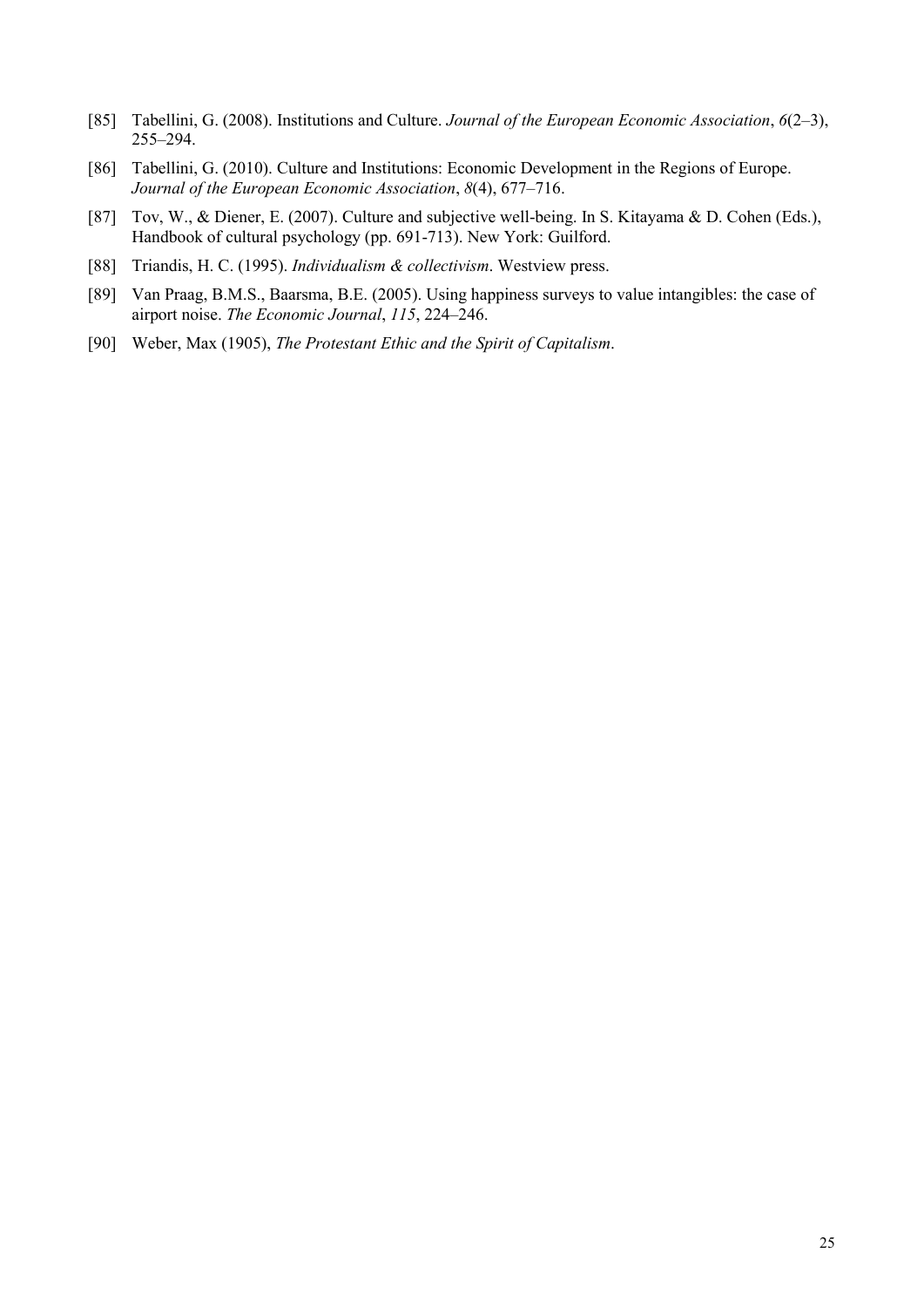[85] Tabellini, G. (2008). Institutions and Culture. *Journal of the European Economic Association*, *6*(2–3), 255–294.

[86] Tabellini, G. (2010). Culture and Institutions: Economic Development in the Regions of Europe. *Journal of the European Economic Association*, *8*(4), 677–716.

[87] Tov, W., & Diener, E. (2007). Culture and subjective well-being. In S. Kitayama & D. Cohen (Eds.), Handbook of cultural psychology (pp. 691-713). New York: Guilford.

[88] Triandis, H. C. (1995). *Individualism & collectivism*. Westview press.

[89] Van Praag, B.M.S., Baarsma, B.E. (2005). Using happiness surveys to value intangibles: the case of airport noise. *The Economic Journal*, *115*, 224–246.

[90] Weber, Max (1905), *The Protestant Ethic and the Spirit of Capitalism*.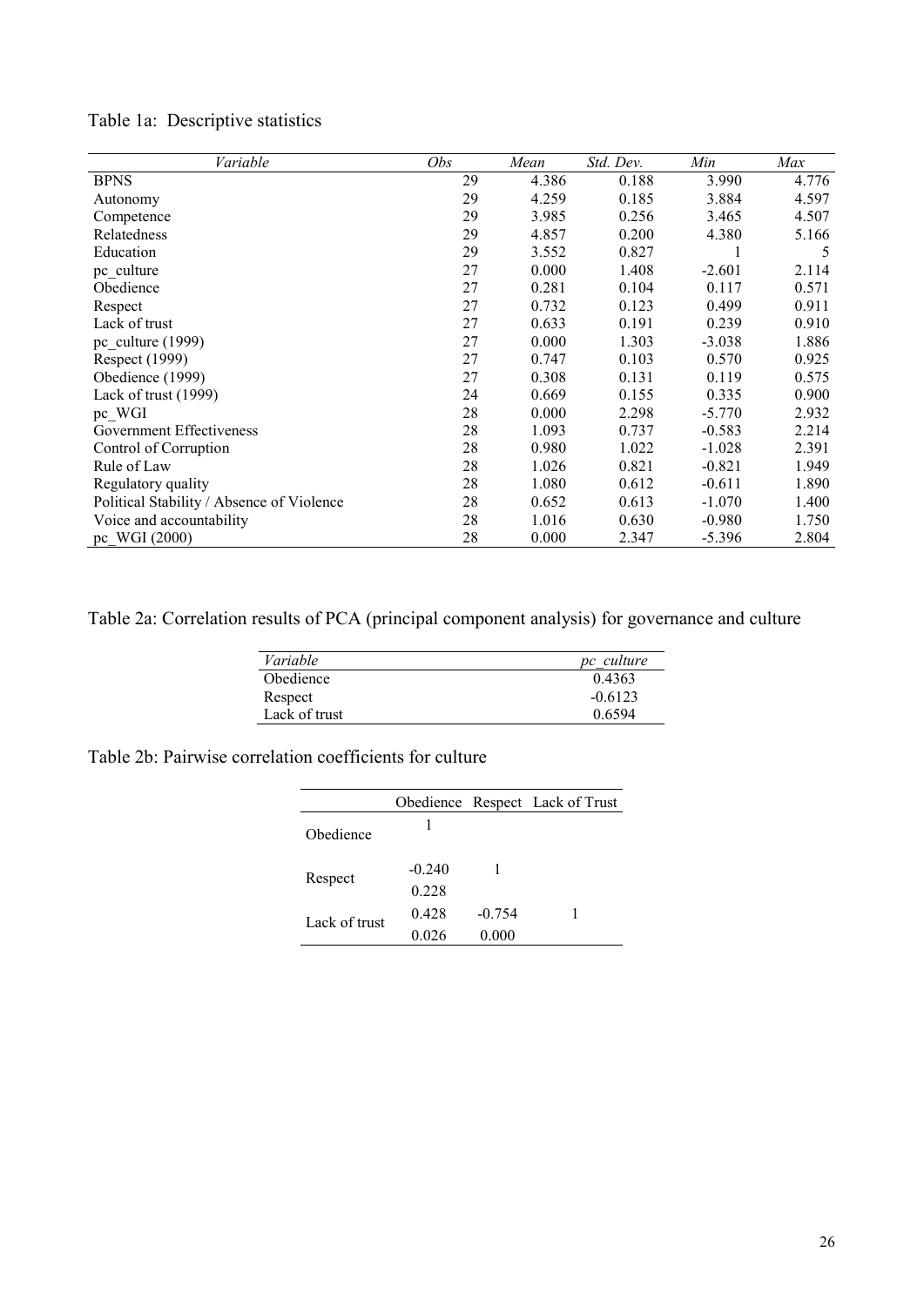Table 1a: Descriptive statistics

| *Variable* | *Obs* | *Mean* | *Std. Dev.* | *Min* | *Max* |
|---|---|---|---|---|---|
| BPNS | 29 | 4.386 | 0.188 | 3.990 | 4.776 |
| Autonomy | 29 | 4.259 | 0.185 | 3.884 | 4.597 |
| Competence | 29 | 3.985 | 0.256 | 3.465 | 4.507 |
| Relatedness | 29 | 4.857 | 0.200 | 4.380 | 5.166 |
| Education | 29 | 3.552 | 0.827 | 1 | 5 |
| pc_culture | 27 | 0.000 | 1.408 | -2.601 | 2.114 |
| Obedience | 27 | 0.281 | 0.104 | 0.117 | 0.571 |
| Respect | 27 | 0.732 | 0.123 | 0.499 | 0.911 |
| Lack of trust | 27 | 0.633 | 0.191 | 0.239 | 0.910 |
| pc_culture (1999) | 27 | 0.000 | 1.303 | -3.038 | 1.886 |
| Respect (1999) | 27 | 0.747 | 0.103 | 0.570 | 0.925 |
| Obedience (1999) | 27 | 0.308 | 0.131 | 0.119 | 0.575 |
| Lack of trust (1999) | 24 | 0.669 | 0.155 | 0.335 | 0.900 |
| pc_WGI | 28 | 0.000 | 2.298 | -5.770 | 2.932 |
| Government Effectiveness | 28 | 1.093 | 0.737 | -0.583 | 2.214 |
| Control of Corruption | 28 | 0.980 | 1.022 | -1.028 | 2.391 |
| Rule of Law | 28 | 1.026 | 0.821 | -0.821 | 1.949 |
| Regulatory quality | 28 | 1.080 | 0.612 | -0.611 | 1.890 |
| Political Stability / Absence of Violence | 28 | 0.652 | 0.613 | -1.070 | 1.400 |
| Voice and accountability | 28 | 1.016 | 0.630 | -0.980 | 1.750 |
| pc_WGI (2000) | 28 | 0.000 | 2.347 | -5.396 | 2.804 |

Table 2a: Correlation results of PCA (principal component analysis) for governance and culture

| *Variable* | *pc_culture* |
|---|---|
| Obedience | 0.4363 |
| Respect | -0.6123 |
| Lack of trust | 0.6594 |

Table 2b: Pairwise correlation coefficients for culture

| | Obedience | Respect | Lack of Trust |
|---|---|---|---|
| Obedience | 1 | | |
| Respect | -0.240 | 1 | |
| | 0.228 | | |
| Lack of trust | 0.428 | -0.754 | 1 |
| | 0.026 | 0.000 | |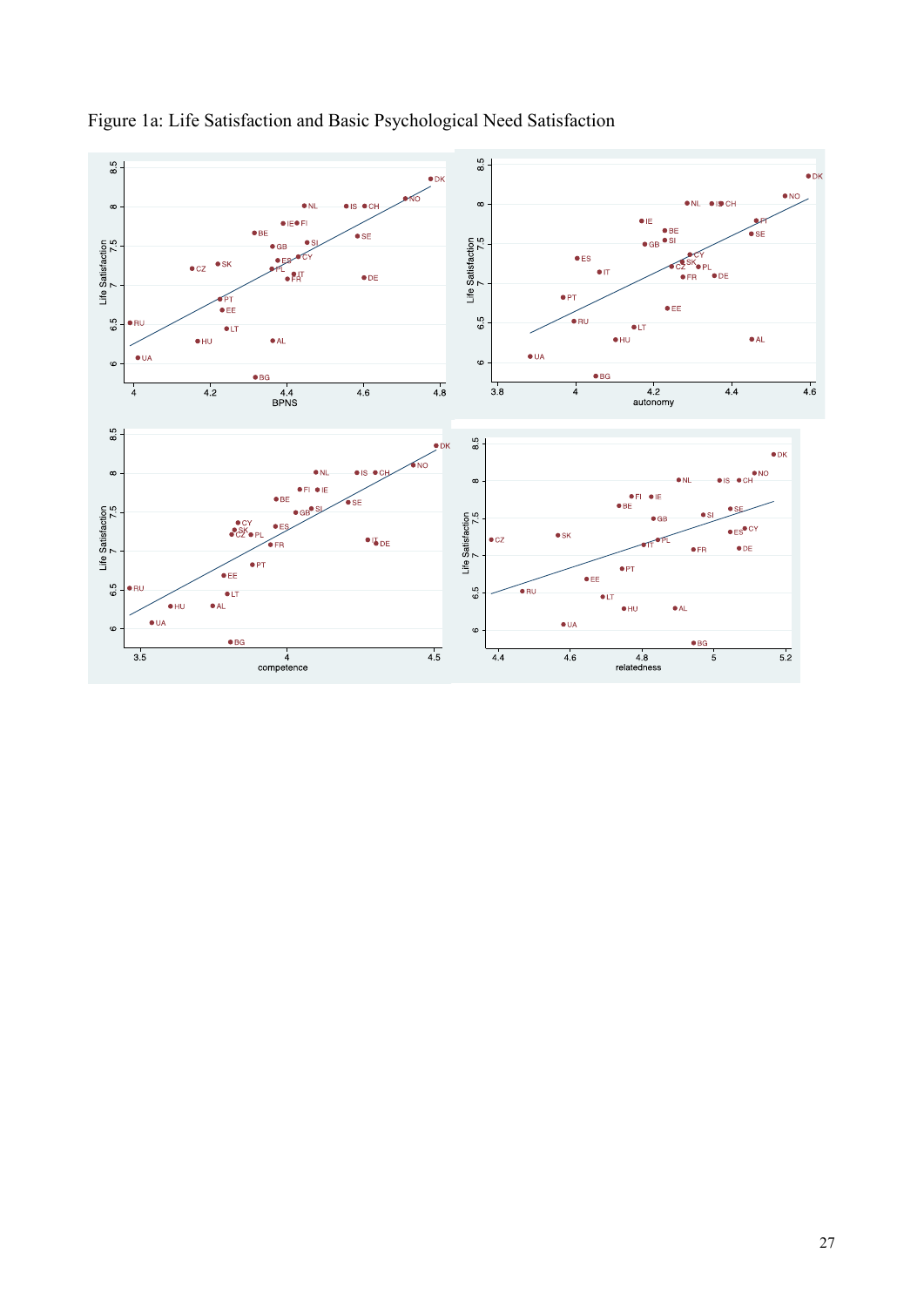Figure 1a: Life Satisfaction and Basic Psychological Need Satisfaction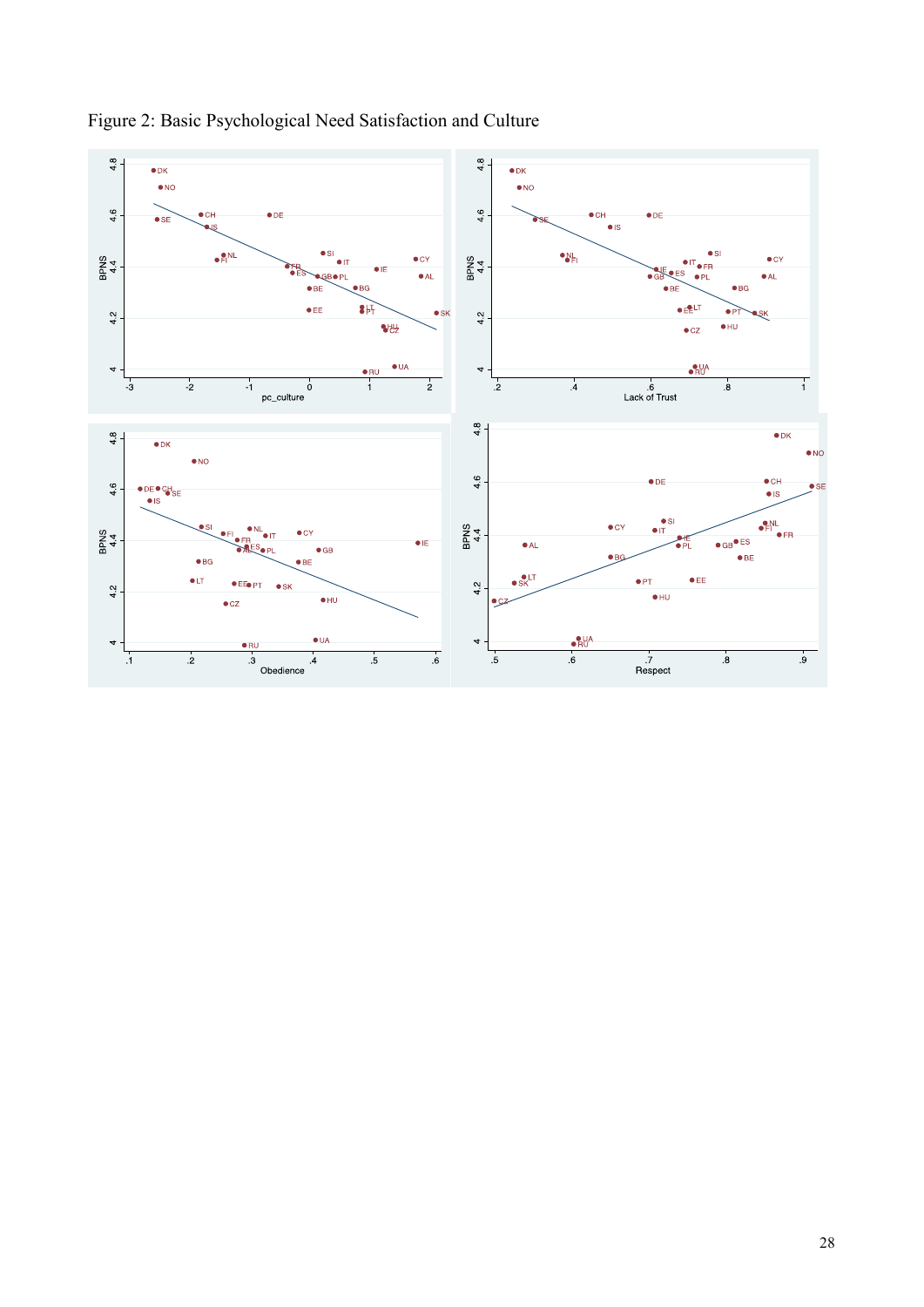Figure 2: Basic Psychological Need Satisfaction and Culture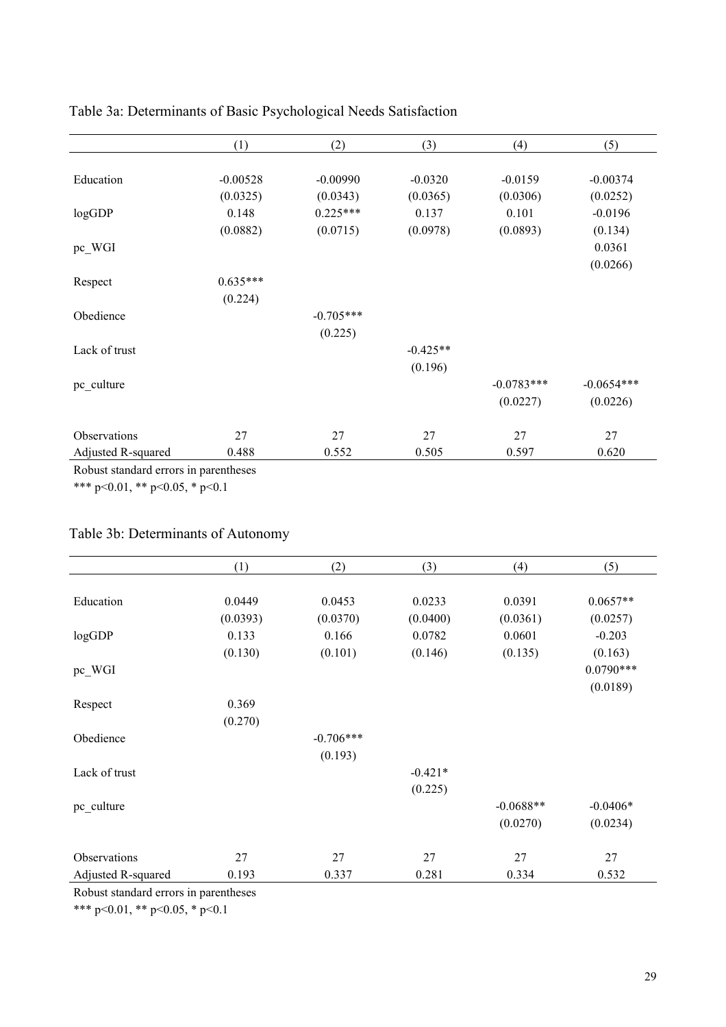Table 3a: Determinants of Basic Psychological Needs Satisfaction

| | (1) | (2) | (3) | (4) | (5) |
|---|---|---|---|---|---|
| Education | -0.00528 | -0.00990 | -0.0320 | -0.0159 | -0.00374 |
| | (0.0325) | (0.0343) | (0.0365) | (0.0306) | (0.0252) |
| logGDP | 0.148 | 0.225*** | 0.137 | 0.101 | -0.0196 |
| | (0.0882) | (0.0715) | (0.0978) | (0.0893) | (0.134) |
| pc_WGI | | | | | 0.0361 |
| | | | | | (0.0266) |
| Respect | 0.635*** | | | | |
| | (0.224) | | | | |
| Obedience | | -0.705*** | | | |
| | | (0.225) | | | |
| Lack of trust | | | -0.425** | | |
| | | | (0.196) | | |
| pc_culture | | | | -0.0783*** | -0.0654*** |
| | | | | (0.0227) | (0.0226) |
| Observations | 27 | 27 | 27 | 27 | 27 |
| Adjusted R-squared | 0.488 | 0.552 | 0.505 | 0.597 | 0.620 |

Robust standard errors in parentheses
*** p<0.01, ** p<0.05, * p<0.1

Table 3b: Determinants of Autonomy

| | (1) | (2) | (3) | (4) | (5) |
|---|---|---|---|---|---|
| Education | 0.0449 | 0.0453 | 0.0233 | 0.0391 | 0.0657** |
| | (0.0393) | (0.0370) | (0.0400) | (0.0361) | (0.0257) |
| logGDP | 0.133 | 0.166 | 0.0782 | 0.0601 | -0.203 |
| | (0.130) | (0.101) | (0.146) | (0.135) | (0.163) |
| pc_WGI | | | | | 0.0790*** |
| | | | | | (0.0189) |
| Respect | 0.369 | | | | |
| | (0.270) | | | | |
| Obedience | | -0.706*** | | | |
| | | (0.193) | | | |
| Lack of trust | | | -0.421* | | |
| | | | (0.225) | | |
| pc_culture | | | | -0.0688** | -0.0406* |
| | | | | (0.0270) | (0.0234) |
| Observations | 27 | 27 | 27 | 27 | 27 |
| Adjusted R-squared | 0.193 | 0.337 | 0.281 | 0.334 | 0.532 |

Robust standard errors in parentheses
*** p<0.01, ** p<0.05, * p<0.1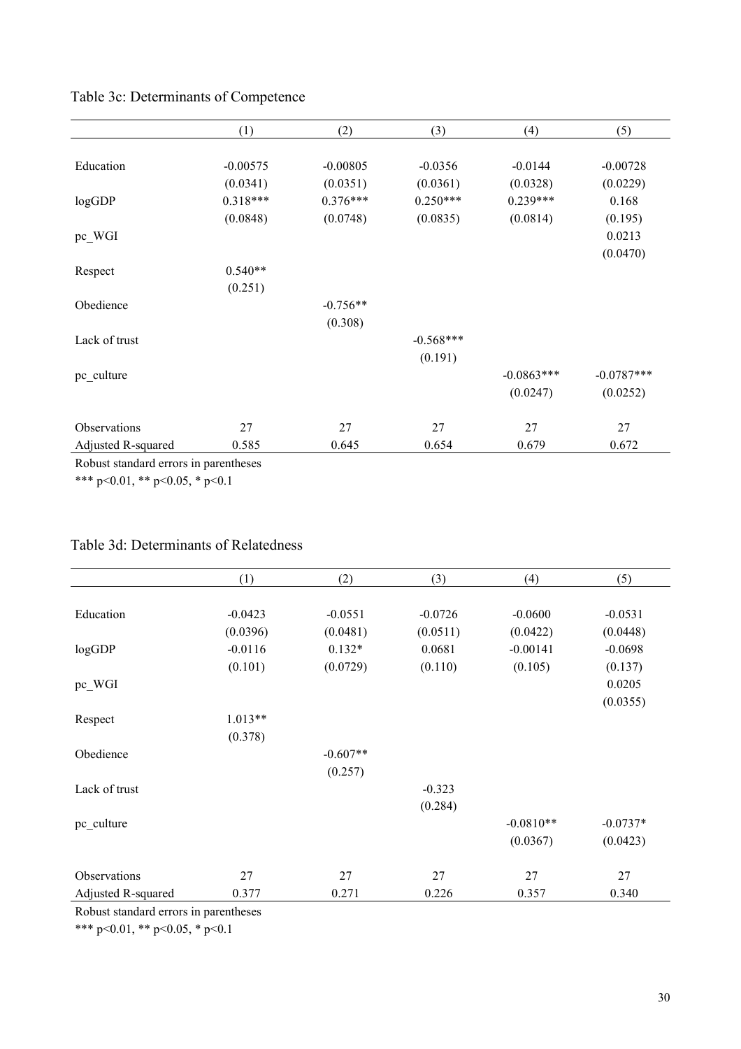Table 3c: Determinants of Competence

| | (1) | (2) | (3) | (4) | (5) |
|---|---|---|---|---|---|
| Education | -0.00575 | -0.00805 | -0.0356 | -0.0144 | -0.00728 |
| | (0.0341) | (0.0351) | (0.0361) | (0.0328) | (0.0229) |
| logGDP | 0.318*** | 0.376*** | 0.250*** | 0.239*** | 0.168 |
| | (0.0848) | (0.0748) | (0.0835) | (0.0814) | (0.195) |
| pc_WGI | | | | | 0.0213 |
| | | | | | (0.0470) |
| Respect | 0.540** | | | | |
| | (0.251) | | | | |
| Obedience | | -0.756** | | | |
| | | (0.308) | | | |
| Lack of trust | | | -0.568*** | | |
| | | | (0.191) | | |
| pc_culture | | | | -0.0863*** | -0.0787*** |
| | | | | (0.0247) | (0.0252) |
| Observations | 27 | 27 | 27 | 27 | 27 |
| Adjusted R-squared | 0.585 | 0.645 | 0.654 | 0.679 | 0.672 |

Robust standard errors in parentheses

*** p<0.01, ** p<0.05, * p<0.1

Table 3d: Determinants of Relatedness

| | (1) | (2) | (3) | (4) | (5) |
|---|---|---|---|---|---|
| Education | -0.0423 | -0.0551 | -0.0726 | -0.0600 | -0.0531 |
| | (0.0396) | (0.0481) | (0.0511) | (0.0422) | (0.0448) |
| logGDP | -0.0116 | 0.132* | 0.0681 | -0.00141 | -0.0698 |
| | (0.101) | (0.0729) | (0.110) | (0.105) | (0.137) |
| pc_WGI | | | | | 0.0205 |
| | | | | | (0.0355) |
| Respect | 1.013** | | | | |
| | (0.378) | | | | |
| Obedience | | -0.607** | | | |
| | | (0.257) | | | |
| Lack of trust | | | -0.323 | | |
| | | | (0.284) | | |
| pc_culture | | | | -0.0810** | -0.0737* |
| | | | | (0.0367) | (0.0423) |
| Observations | 27 | 27 | 27 | 27 | 27 |
| Adjusted R-squared | 0.377 | 0.271 | 0.226 | 0.357 | 0.340 |

Robust standard errors in parentheses

*** p<0.01, ** p<0.05, * p<0.1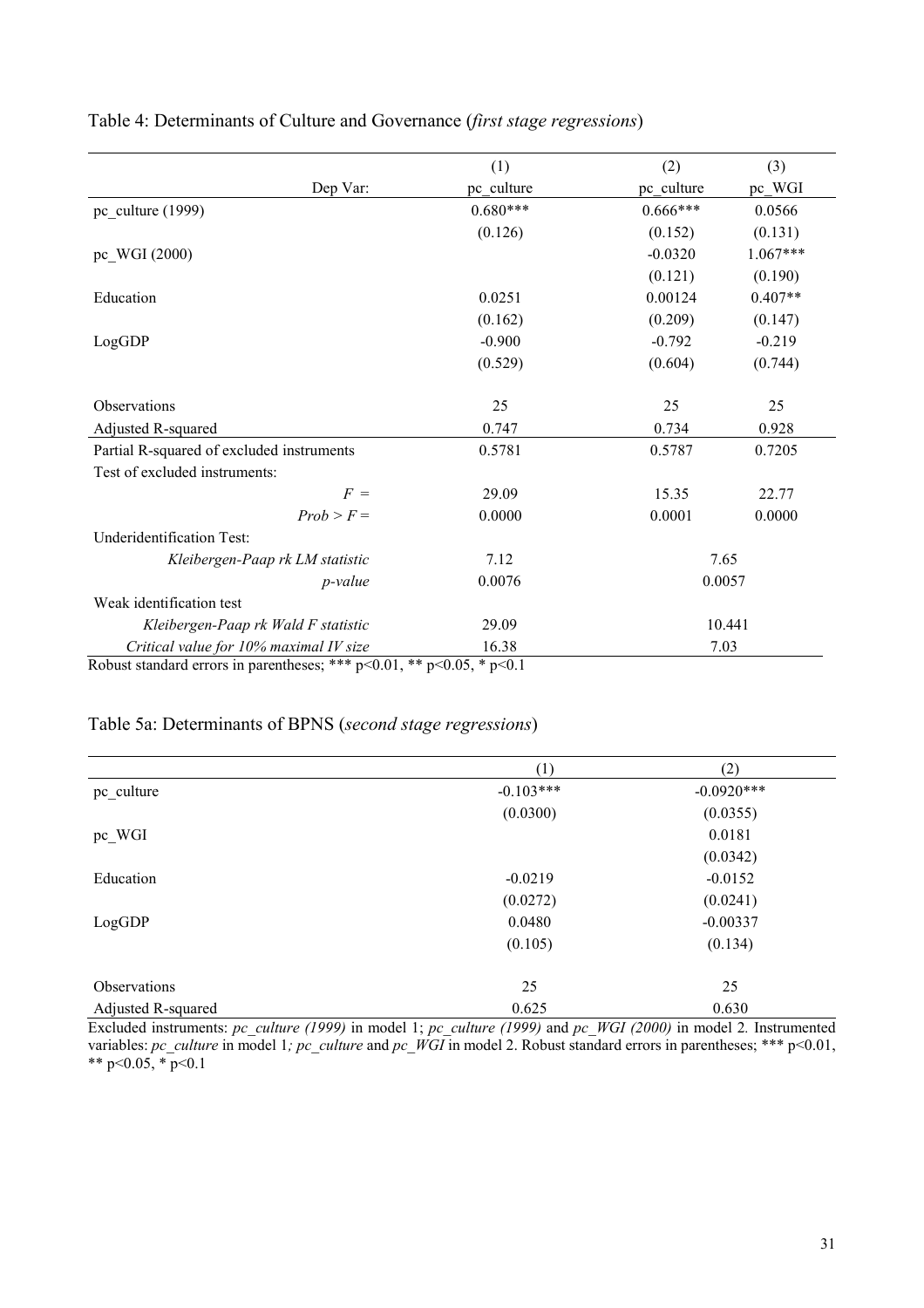Table 4: Determinants of Culture and Governance (*first stage regressions*)

| | (1) | (2) | (3) |
|---|---|---|---|
| Dep Var: | pc_culture | pc_culture | pc_WGI |
| pc_culture (1999) | 0.680*** | 0.666*** | 0.0566 |
| | (0.126) | (0.152) | (0.131) |
| pc_WGI (2000) | | -0.0320 | 1.067*** |
| | | (0.121) | (0.190) |
| Education | 0.0251 | 0.00124 | 0.407** |
| | (0.162) | (0.209) | (0.147) |
| LogGDP | -0.900 | -0.792 | -0.219 |
| | (0.529) | (0.604) | (0.744) |
| Observations | 25 | 25 | 25 |
| Adjusted R-squared | 0.747 | 0.734 | 0.928 |
| Partial R-squared of excluded instruments | 0.5781 | 0.5787 | 0.7205 |
| Test of excluded instruments: | | | |
| *F =* | 29.09 | 15.35 | 22.77 |
| *Prob > F =* | 0.0000 | 0.0001 | 0.0000 |
| Underidentification Test: | | | |
| *Kleibergen-Paap rk LM statistic* | 7.12 | 7.65 | |
| *p-value* | 0.0076 | 0.0057 | |
| Weak identification test | | | |
| *Kleibergen-Paap rk Wald F statistic* | 29.09 | 10.441 | |
| *Critical value for 10% maximal IV size* | 16.38 | 7.03 | |

Robust standard errors in parentheses; *** p<0.01, ** p<0.05, * p<0.1

Table 5a: Determinants of BPNS (*second stage regressions*)

| | (1) | (2) |
|---|---|---|
| pc_culture | -0.103*** | -0.0920*** |
| | (0.0300) | (0.0355) |
| pc_WGI | | 0.0181 |
| | | (0.0342) |
| Education | -0.0219 | -0.0152 |
| | (0.0272) | (0.0241) |
| LogGDP | 0.0480 | -0.00337 |
| | (0.105) | (0.134) |
| Observations | 25 | 25 |
| Adjusted R-squared | 0.625 | 0.630 |

Excluded instruments: *pc_culture (1999)* in model 1; *pc_culture (1999)* and *pc_WGI (2000)* in model 2. Instrumented variables: *pc_culture* in model 1*; pc_culture* and *pc_WGI* in model 2. Robust standard errors in parentheses; *** p<0.01, ** p<0.05, * p<0.1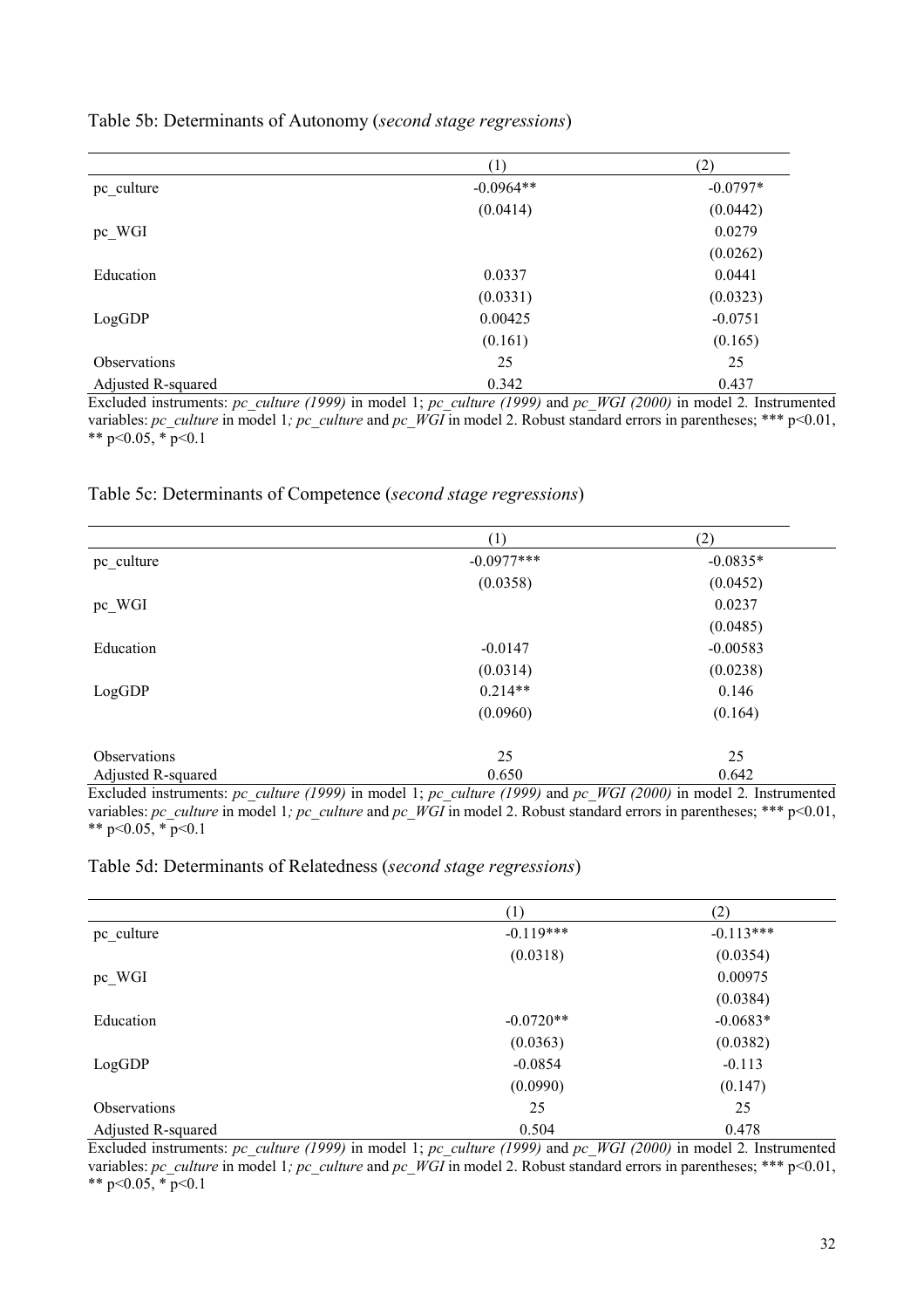Table 5b: Determinants of Autonomy (*second stage regressions*)

| | (1) | (2) |
|---|---|---|
| pc_culture | -0.0964** | -0.0797* |
| | (0.0414) | (0.0442) |
| pc_WGI | | 0.0279 |
| | | (0.0262) |
| Education | 0.0337 | 0.0441 |
| | (0.0331) | (0.0323) |
| LogGDP | 0.00425 | -0.0751 |
| | (0.161) | (0.165) |
| Observations | 25 | 25 |
| Adjusted R-squared | 0.342 | 0.437 |

Excluded instruments: *pc_culture (1999)* in model 1; *pc_culture (1999)* and *pc_WGI (2000)* in model 2. Instrumented variables: *pc_culture* in model 1*; pc_culture* and *pc_WGI* in model 2. Robust standard errors in parentheses; *** p<0.01, ** p<0.05, * p<0.1

Table 5c: Determinants of Competence (*second stage regressions*)

| | (1) | (2) |
|---|---|---|
| pc_culture | -0.0977*** | -0.0835* |
| | (0.0358) | (0.0452) |
| pc_WGI | | 0.0237 |
| | | (0.0485) |
| Education | -0.0147 | -0.00583 |
| | (0.0314) | (0.0238) |
| LogGDP | 0.214** | 0.146 |
| | (0.0960) | (0.164) |
| Observations | 25 | 25 |
| Adjusted R-squared | 0.650 | 0.642 |

Excluded instruments: *pc_culture (1999)* in model 1; *pc_culture (1999)* and *pc_WGI (2000)* in model 2. Instrumented variables: *pc_culture* in model 1*; pc_culture* and *pc_WGI* in model 2. Robust standard errors in parentheses; *** p<0.01, ** p<0.05, * p<0.1

Table 5d: Determinants of Relatedness (*second stage regressions*)

| | (1) | (2) |
|---|---|---|
| pc_culture | -0.119*** | -0.113*** |
| | (0.0318) | (0.0354) |
| pc_WGI | | 0.00975 |
| | | (0.0384) |
| Education | -0.0720** | -0.0683* |
| | (0.0363) | (0.0382) |
| LogGDP | -0.0854 | -0.113 |
| | (0.0990) | (0.147) |
| Observations | 25 | 25 |
| Adjusted R-squared | 0.504 | 0.478 |

Excluded instruments: *pc_culture (1999)* in model 1; *pc_culture (1999)* and *pc_WGI (2000)* in model 2. Instrumented variables: *pc_culture* in model 1*; pc_culture* and *pc_WGI* in model 2. Robust standard errors in parentheses; *** p<0.01, ** p<0.05, * p<0.1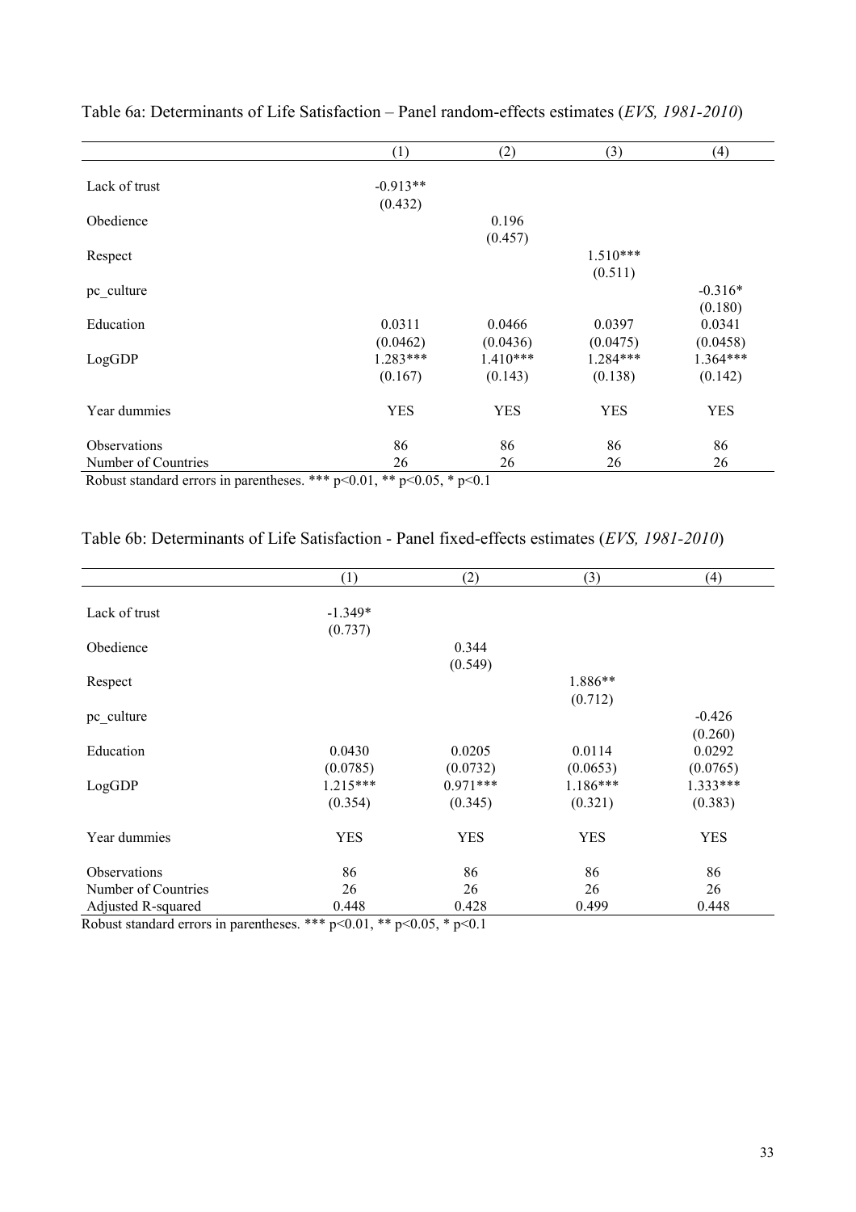Table 6a: Determinants of Life Satisfaction – Panel random-effects estimates (*EVS, 1981-2010*)

| | (1) | (2) | (3) | (4) |
|---|---|---|---|---|
| Lack of trust | -0.913** | | | |
| | (0.432) | | | |
| Obedience | | 0.196 | | |
| | | (0.457) | | |
| Respect | | | 1.510*** | |
| | | | (0.511) | |
| pc_culture | | | | -0.316* |
| | | | | (0.180) |
| Education | 0.0311 | 0.0466 | 0.0397 | 0.0341 |
| | (0.0462) | (0.0436) | (0.0475) | (0.0458) |
| LogGDP | 1.283*** | 1.410*** | 1.284*** | 1.364*** |
| | (0.167) | (0.143) | (0.138) | (0.142) |
| Year dummies | YES | YES | YES | YES |
| Observations | 86 | 86 | 86 | 86 |
| Number of Countries | 26 | 26 | 26 | 26 |

Robust standard errors in parentheses. *** p<0.01, ** p<0.05, * p<0.1

Table 6b: Determinants of Life Satisfaction - Panel fixed-effects estimates (*EVS, 1981-2010*)

| | (1) | (2) | (3) | (4) |
|---|---|---|---|---|
| Lack of trust | -1.349* | | | |
| | (0.737) | | | |
| Obedience | | 0.344 | | |
| | | (0.549) | | |
| Respect | | | 1.886** | |
| | | | (0.712) | |
| pc_culture | | | | -0.426 |
| | | | | (0.260) |
| Education | 0.0430 | 0.0205 | 0.0114 | 0.0292 |
| | (0.0785) | (0.0732) | (0.0653) | (0.0765) |
| LogGDP | 1.215*** | 0.971*** | 1.186*** | 1.333*** |
| | (0.354) | (0.345) | (0.321) | (0.383) |
| Year dummies | YES | YES | YES | YES |
| Observations | 86 | 86 | 86 | 86 |
| Number of Countries | 26 | 26 | 26 | 26 |
| Adjusted R-squared | 0.448 | 0.428 | 0.499 | 0.448 |

Robust standard errors in parentheses. *** p<0.01, ** p<0.05, * p<0.1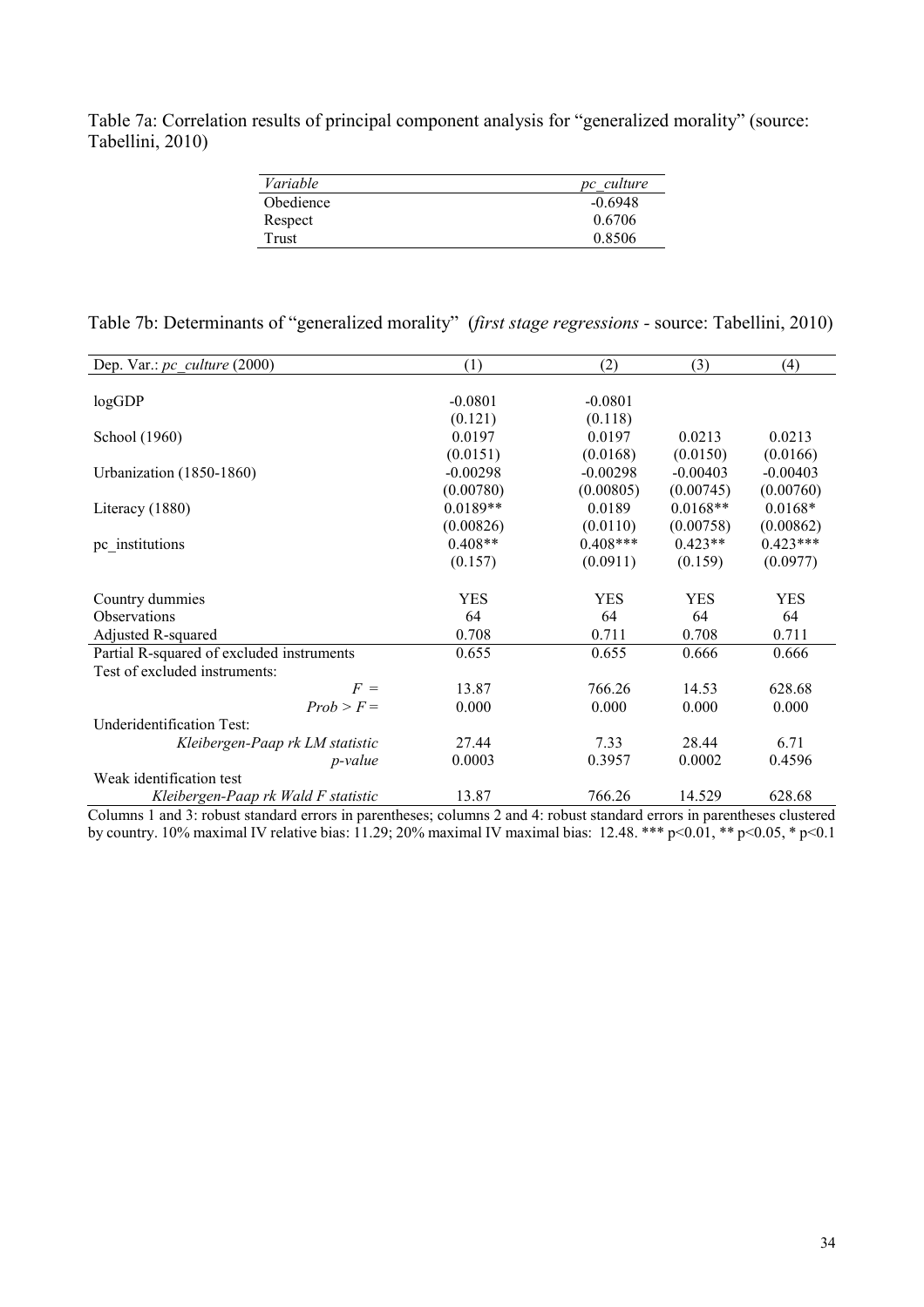Table 7a: Correlation results of principal component analysis for "generalized morality" (source: Tabellini, 2010)

| *Variable* | *pc_culture* |
|---|---|
| Obedience | -0.6948 |
| Respect | 0.6706 |
| Trust | 0.8506 |

Table 7b: Determinants of "generalized morality" (*first stage regressions* - source: Tabellini, 2010)

| Dep. Var.: *pc_culture* (2000) | (1) | (2) | (3) | (4) |
|---|---|---|---|---|
| logGDP | -0.0801 | -0.0801 | | |
| | (0.121) | (0.118) | | |
| School (1960) | 0.0197 | 0.0197 | 0.0213 | 0.0213 |
| | (0.0151) | (0.0168) | (0.0150) | (0.0166) |
| Urbanization (1850-1860) | -0.00298 | -0.00298 | -0.00403 | -0.00403 |
| | (0.00780) | (0.00805) | (0.00745) | (0.00760) |
| Literacy (1880) | 0.0189** | 0.0189 | 0.0168** | 0.0168* |
| | (0.00826) | (0.0110) | (0.00758) | (0.00862) |
| pc_institutions | 0.408** | 0.408*** | 0.423** | 0.423*** |
| | (0.157) | (0.0911) | (0.159) | (0.0977) |
| Country dummies | YES | YES | YES | YES |
| Observations | 64 | 64 | 64 | 64 |
| Adjusted R-squared | 0.708 | 0.711 | 0.708 | 0.711 |
| Partial R-squared of excluded instruments | 0.655 | 0.655 | 0.666 | 0.666 |
| Test of excluded instruments: | | | | |
| *F =* | 13.87 | 766.26 | 14.53 | 628.68 |
| *Prob > F =* | 0.000 | 0.000 | 0.000 | 0.000 |
| Underidentification Test: | | | | |
| *Kleibergen-Paap rk LM statistic* | 27.44 | 7.33 | 28.44 | 6.71 |
| *p-value* | 0.0003 | 0.3957 | 0.0002 | 0.4596 |
| Weak identification test | | | | |
| *Kleibergen-Paap rk Wald F statistic* | 13.87 | 766.26 | 14.529 | 628.68 |

Columns 1 and 3: robust standard errors in parentheses; columns 2 and 4: robust standard errors in parentheses clustered by country. 10% maximal IV relative bias: 11.29; 20% maximal IV maximal bias: 12.48. *** p<0.01, ** p<0.05, * p<0.1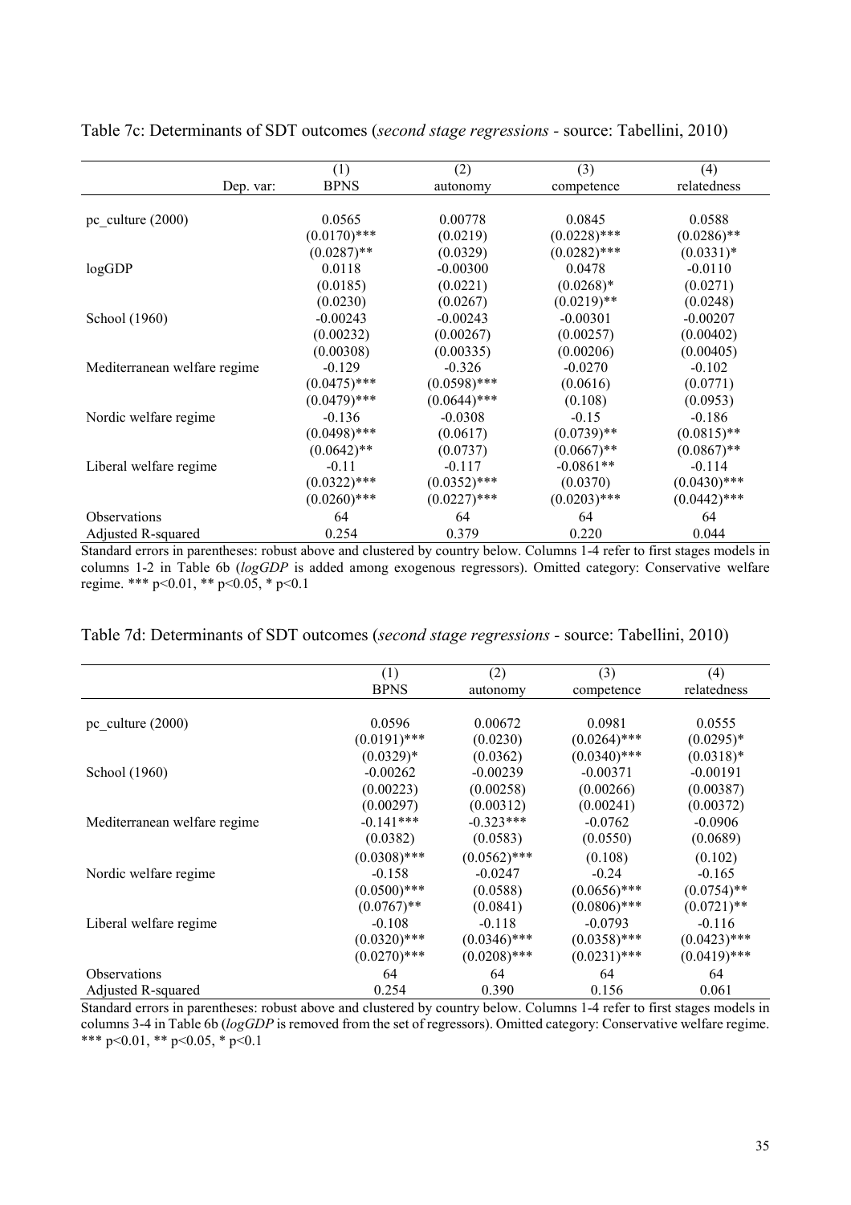Table 7c: Determinants of SDT outcomes (*second stage regressions* - source: Tabellini, 2010)

| | (1) | (2) | (3) | (4) |
|---|---|---|---|---|
| Dep. var: | BPNS | autonomy | competence | relatedness |
| pc_culture (2000) | 0.0565 | 0.00778 | 0.0845 | 0.0588 |
| | (0.0170)*** | (0.0219) | (0.0228)*** | (0.0286)** |
| | (0.0287)** | (0.0329) | (0.0282)*** | (0.0331)* |
| logGDP | 0.0118 | -0.00300 | 0.0478 | -0.0110 |
| | (0.0185) | (0.0221) | (0.0268)* | (0.0271) |
| | (0.0230) | (0.0267) | (0.0219)** | (0.0248) |
| School (1960) | -0.00243 | -0.00243 | -0.00301 | -0.00207 |
| | (0.00232) | (0.00267) | (0.00257) | (0.00402) |
| | (0.00308) | (0.00335) | (0.00206) | (0.00405) |
| Mediterranean welfare regime | -0.129 | -0.326 | -0.0270 | -0.102 |
| | (0.0475)*** | (0.0598)*** | (0.0616) | (0.0771) |
| | (0.0479)*** | (0.0644)*** | (0.108) | (0.0953) |
| Nordic welfare regime | -0.136 | -0.0308 | -0.15 | -0.186 |
| | (0.0498)*** | (0.0617) | (0.0739)** | (0.0815)** |
| | (0.0642)** | (0.0737) | (0.0667)** | (0.0867)** |
| Liberal welfare regime | -0.11 | -0.117 | -0.0861** | -0.114 |
| | (0.0322)*** | (0.0352)*** | (0.0370) | (0.0430)*** |
| | (0.0260)*** | (0.0227)*** | (0.0203)*** | (0.0442)*** |
| Observations | 64 | 64 | 64 | 64 |
| Adjusted R-squared | 0.254 | 0.379 | 0.220 | 0.044 |

Standard errors in parentheses: robust above and clustered by country below. Columns 1-4 refer to first stages models in columns 1-2 in Table 6b (*logGDP* is added among exogenous regressors). Omitted category: Conservative welfare regime. *** p<0.01, ** p<0.05, * p<0.1

Table 7d: Determinants of SDT outcomes (*second stage regressions* - source: Tabellini, 2010)

| | (1) | (2) | (3) | (4) |
|---|---|---|---|---|
| | BPNS | autonomy | competence | relatedness |
| pc_culture (2000) | 0.0596 | 0.00672 | 0.0981 | 0.0555 |
| | (0.0191)*** | (0.0230) | (0.0264)*** | (0.0295)* |
| | (0.0329)* | (0.0362) | (0.0340)*** | (0.0318)* |
| School (1960) | -0.00262 | -0.00239 | -0.00371 | -0.00191 |
| | (0.00223) | (0.00258) | (0.00266) | (0.00387) |
| | (0.00297) | (0.00312) | (0.00241) | (0.00372) |
| Mediterranean welfare regime | -0.141*** | -0.323*** | -0.0762 | -0.0906 |
| | (0.0382) | (0.0583) | (0.0550) | (0.0689) |
| | (0.0308)*** | (0.0562)*** | (0.108) | (0.102) |
| Nordic welfare regime | -0.158 | -0.0247 | -0.24 | -0.165 |
| | (0.0500)*** | (0.0588) | (0.0656)*** | (0.0754)** |
| | (0.0767)** | (0.0841) | (0.0806)*** | (0.0721)** |
| Liberal welfare regime | -0.108 | -0.118 | -0.0793 | -0.116 |
| | (0.0320)*** | (0.0346)*** | (0.0358)*** | (0.0423)*** |
| | (0.0270)*** | (0.0208)*** | (0.0231)*** | (0.0419)*** |
| Observations | 64 | 64 | 64 | 64 |
| Adjusted R-squared | 0.254 | 0.390 | 0.156 | 0.061 |

Standard errors in parentheses: robust above and clustered by country below. Columns 1-4 refer to first stages models in columns 3-4 in Table 6b (*logGDP* is removed from the set of regressors). Omitted category: Conservative welfare regime. *** p<0.01, ** p<0.05, * p<0.1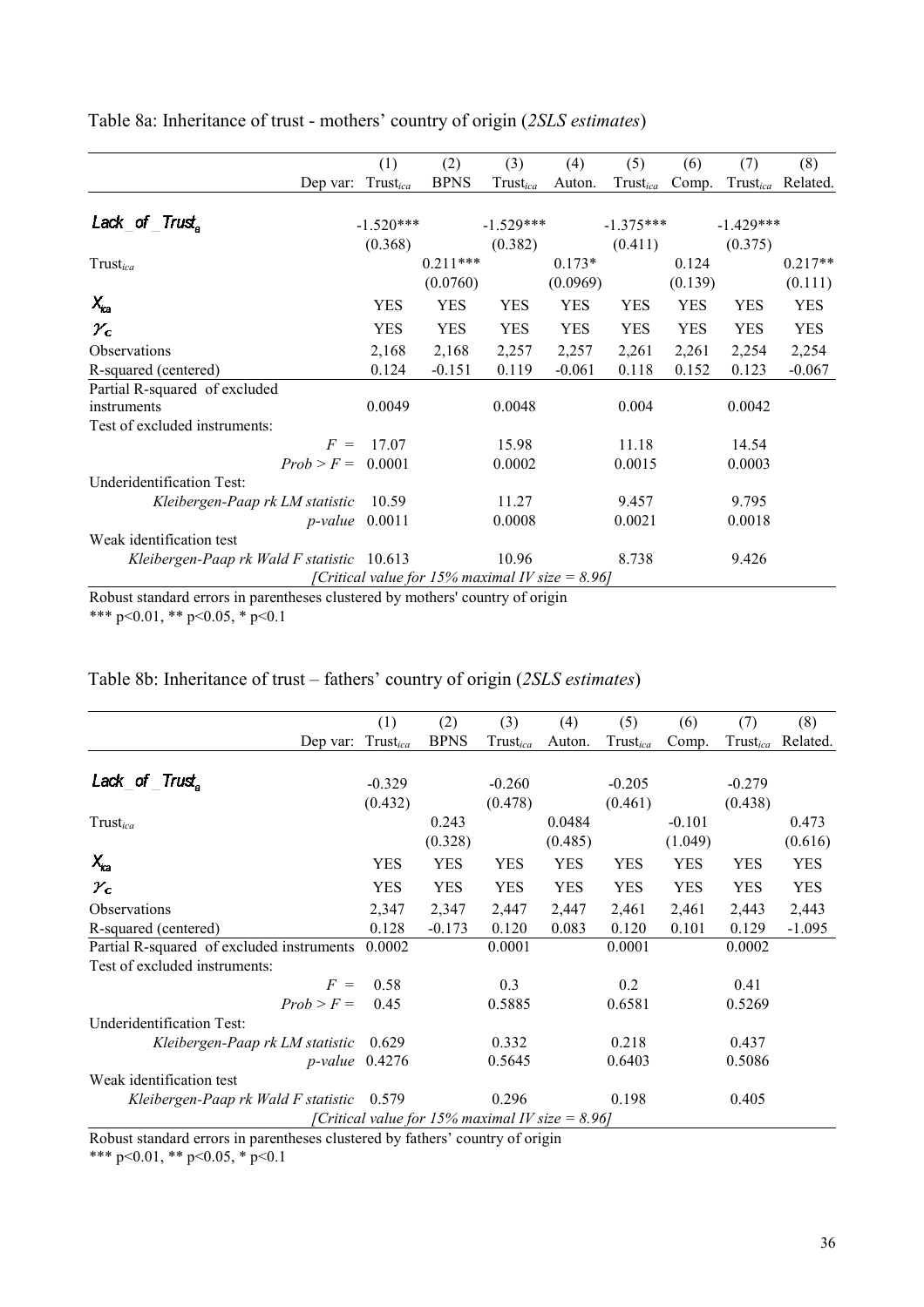Table 8a: Inheritance of trust - mothers' country of origin (*2SLS estimates*)

| | (1) | (2) | (3) | (4) | (5) | (6) | (7) | (8) |
|---|---|---|---|---|---|---|---|---|
| Dep var: | $Trust_{ica}$ | BPNS | $Trust_{ica}$ | Auton. | $Trust_{ica}$ | Comp. | $Trust_{ica}$ | Related. |
| $Lack\_of\_Trust_a$ | -1.520*** | | -1.529*** | | -1.375*** | | -1.429*** | |
| | (0.368) | | (0.382) | | (0.411) | | (0.375) | |
| $Trust_{ica}$ | | 0.211*** | | 0.173* | | 0.124 | | 0.217** |
| | | (0.0760) | | (0.0969) | | (0.139) | | (0.111) |
| $X_{ica}$ | YES | YES | YES | YES | YES | YES | YES | YES |
| $\gamma_c$ | YES | YES | YES | YES | YES | YES | YES | YES |
| Observations | 2,168 | 2,168 | 2,257 | 2,257 | 2,261 | 2,261 | 2,254 | 2,254 |
| R-squared (centered) | 0.124 | -0.151 | 0.119 | -0.061 | 0.118 | 0.152 | 0.123 | -0.067 |
| Partial R-squared of excluded instruments | 0.0049 | | 0.0048 | | 0.004 | | 0.0042 | |
| Test of excluded instruments: | | | | | | | | |
| $F$ = | 17.07 | | 15.98 | | 11.18 | | 14.54 | |
| $Prob > F$ = | 0.0001 | | 0.0002 | | 0.0015 | | 0.0003 | |
| Underidentification Test: | | | | | | | | |
| *Kleibergen-Paap rk LM statistic* | 10.59 | | 11.27 | | 9.457 | | 9.795 | |
| *p-value* | 0.0011 | | 0.0008 | | 0.0021 | | 0.0018 | |
| Weak identification test | | | | | | | | |
| *Kleibergen-Paap rk Wald F statistic* | 10.613 | | 10.96 | | 8.738 | | 9.426 | |
| *[Critical value for 15% maximal IV size = 8.96]* | | | | | | | | |

Robust standard errors in parentheses clustered by mothers' country of origin
*** p<0.01, ** p<0.05, * p<0.1

Table 8b: Inheritance of trust – fathers' country of origin (*2SLS estimates*)

| | (1) | (2) | (3) | (4) | (5) | (6) | (7) | (8) |
|---|---|---|---|---|---|---|---|---|
| Dep var: | $Trust_{ica}$ | BPNS | $Trust_{ica}$ | Auton. | $Trust_{ica}$ | Comp. | $Trust_{ica}$ | Related. |
| $Lack\_of\_Trust_a$ | -0.329 | | -0.260 | | -0.205 | | -0.279 | |
| | (0.432) | | (0.478) | | (0.461) | | (0.438) | |
| $Trust_{ica}$ | | 0.243 | | 0.0484 | | -0.101 | | 0.473 |
| | | (0.328) | | (0.485) | | (1.049) | | (0.616) |
| $X_{ica}$ | YES | YES | YES | YES | YES | YES | YES | YES |
| $\gamma_c$ | YES | YES | YES | YES | YES | YES | YES | YES |
| Observations | 2,347 | 2,347 | 2,447 | 2,447 | 2,461 | 2,461 | 2,443 | 2,443 |
| R-squared (centered) | 0.128 | -0.173 | 0.120 | 0.083 | 0.120 | 0.101 | 0.129 | -1.095 |
| Partial R-squared of excluded instruments | 0.0002 | | 0.0001 | | 0.0001 | | 0.0002 | |
| Test of excluded instruments: | | | | | | | | |
| $F$ = | 0.58 | | 0.3 | | 0.2 | | 0.41 | |
| $Prob > F$ = | 0.45 | | 0.5885 | | 0.6581 | | 0.5269 | |
| Underidentification Test: | | | | | | | | |
| *Kleibergen-Paap rk LM statistic* | 0.629 | | 0.332 | | 0.218 | | 0.437 | |
| *p-value* | 0.4276 | | 0.5645 | | 0.6403 | | 0.5086 | |
| Weak identification test | | | | | | | | |
| *Kleibergen-Paap rk Wald F statistic* | 0.579 | | 0.296 | | 0.198 | | 0.405 | |
| *[Critical value for 15% maximal IV size = 8.96]* | | | | | | | | |

Robust standard errors in parentheses clustered by fathers' country of origin
*** p<0.01, ** p<0.05, * p<0.1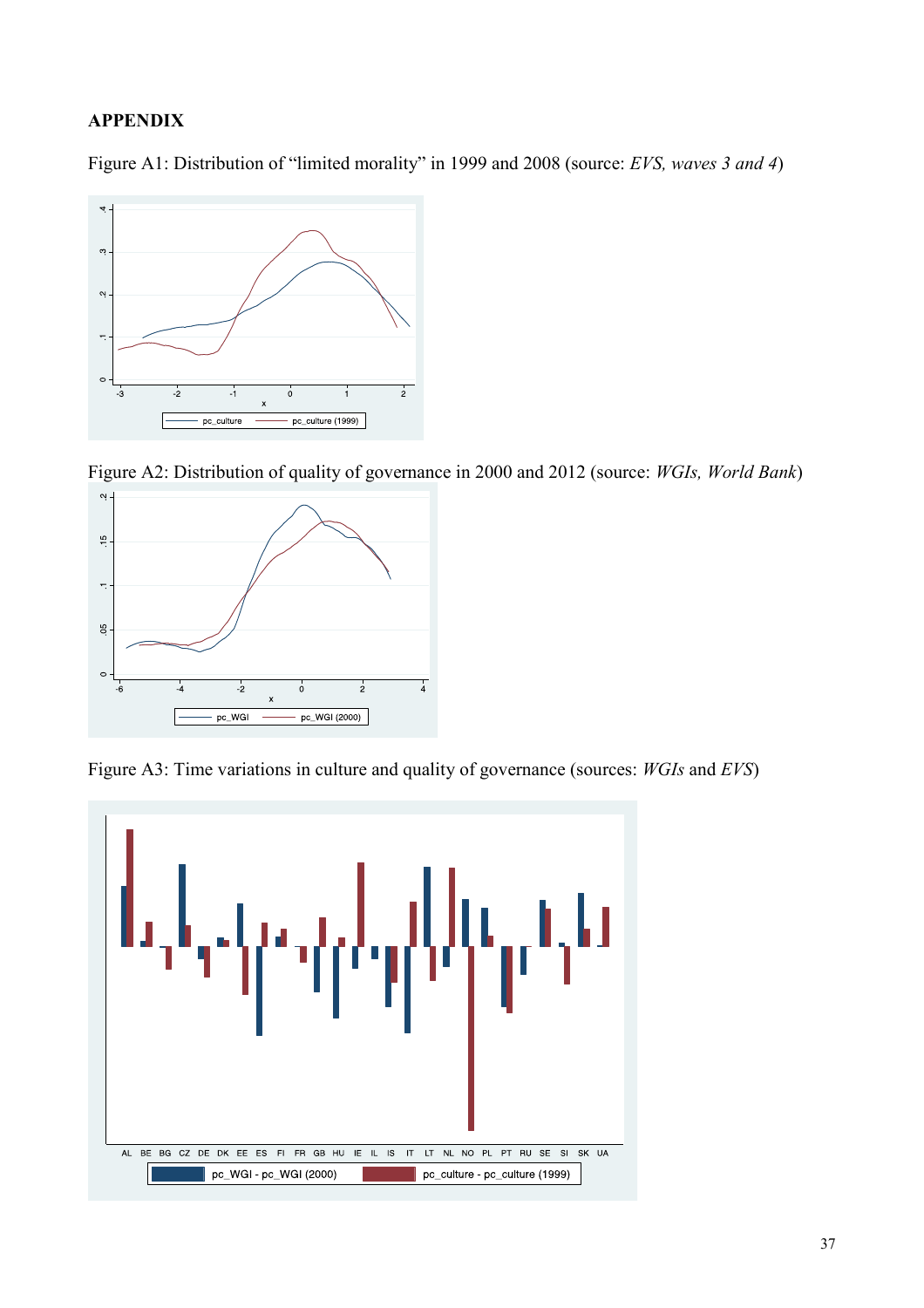## APPENDIX

Figure A1: Distribution of "limited morality" in 1999 and 2008 (source: *EVS, waves 3 and 4*)

Figure A2: Distribution of quality of governance in 2000 and 2012 (source: *WGIs, World Bank*)

Figure A3: Time variations in culture and quality of governance (sources: *WGIs* and *EVS*)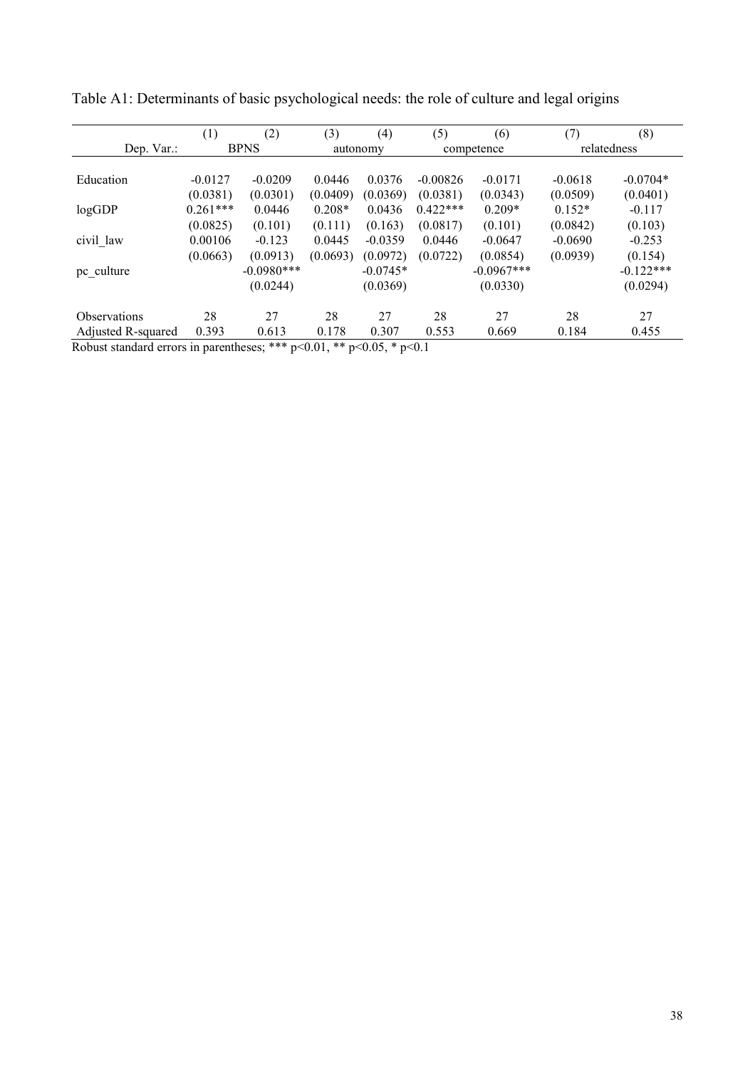Table A1: Determinants of basic psychological needs: the role of culture and legal origins

| | (1) | (2) | (3) | (4) | (5) | (6) | (7) | (8) |
|---|---|---|---|---|---|---|---|---|
| Dep. Var.: | BPNS | | autonomy | | competence | | relatedness | |
| Education | -0.0127 | -0.0209 | 0.0446 | 0.0376 | -0.00826 | -0.0171 | -0.0618 | -0.0704* |
| | (0.0381) | (0.0301) | (0.0409) | (0.0369) | (0.0381) | (0.0343) | (0.0509) | (0.0401) |
| logGDP | 0.261*** | 0.0446 | 0.208* | 0.0436 | 0.422*** | 0.209* | 0.152* | -0.117 |
| | (0.0825) | (0.101) | (0.111) | (0.163) | (0.0817) | (0.101) | (0.0842) | (0.103) |
| civil_law | 0.00106 | -0.123 | 0.0445 | -0.0359 | 0.0446 | -0.0647 | -0.0690 | -0.253 |
| | (0.0663) | (0.0913) | (0.0693) | (0.0972) | (0.0722) | (0.0854) | (0.0939) | (0.154) |
| pc_culture | | -0.0980*** | | -0.0745* | | -0.0967*** | | -0.122*** |
| | | (0.0244) | | (0.0369) | | (0.0330) | | (0.0294) |
| Observations | 28 | 27 | 28 | 27 | 28 | 27 | 28 | 27 |
| Adjusted R-squared | 0.393 | 0.613 | 0.178 | 0.307 | 0.553 | 0.669 | 0.184 | 0.455 |

Robust standard errors in parentheses; *** $p<0.01$, ** $p<0.05$, * $p<0.1$